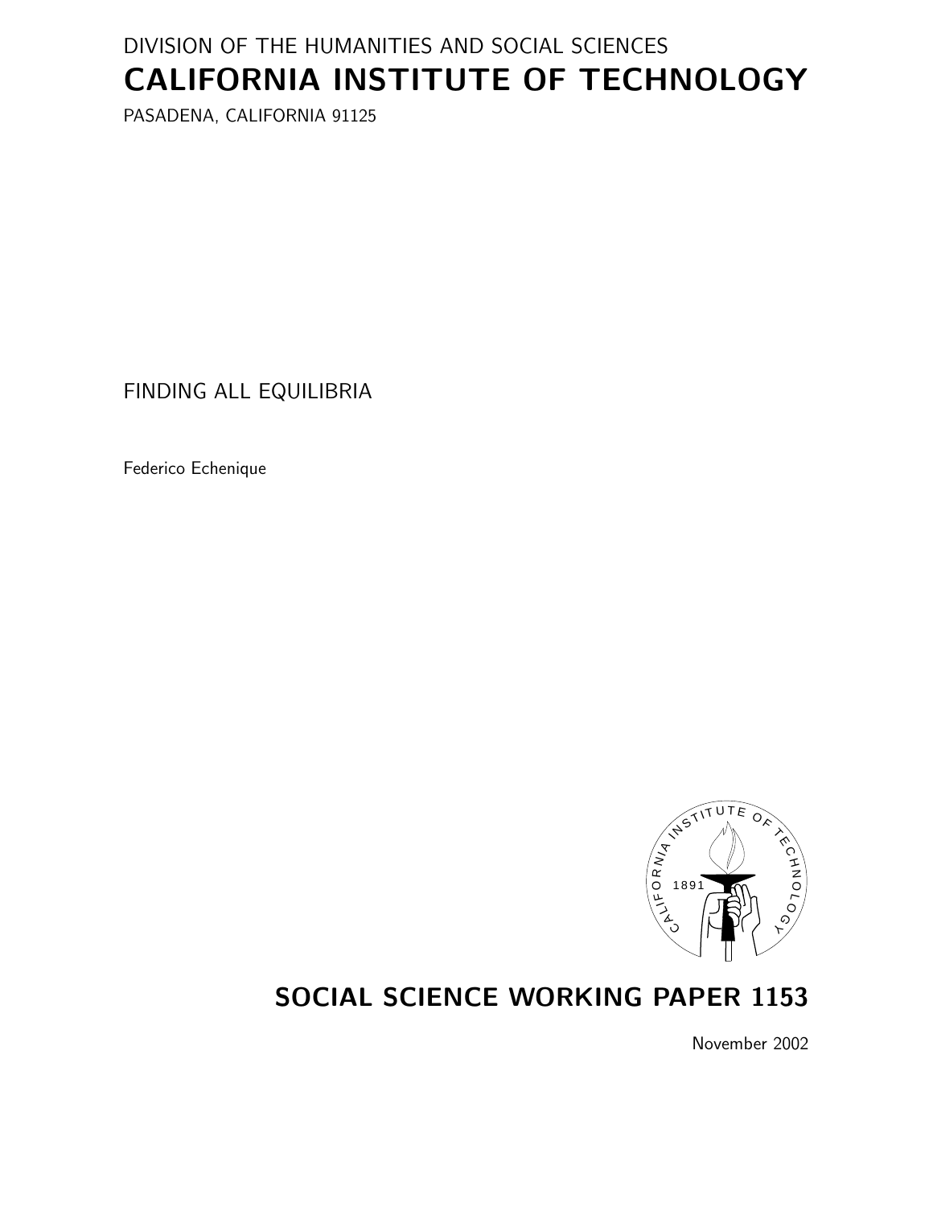DIVISION OF THE HUMANITIES AND SOCIAL SCIENCES

# CALIFORNIA INSTITUTE OF TECHNOLOGY

PASADENA, CALIFORNIA 91125

FINDING ALL EQUILIBRIA

Federico Echenique

## SOCIAL SCIENCE WORKING PAPER 1153

November 2002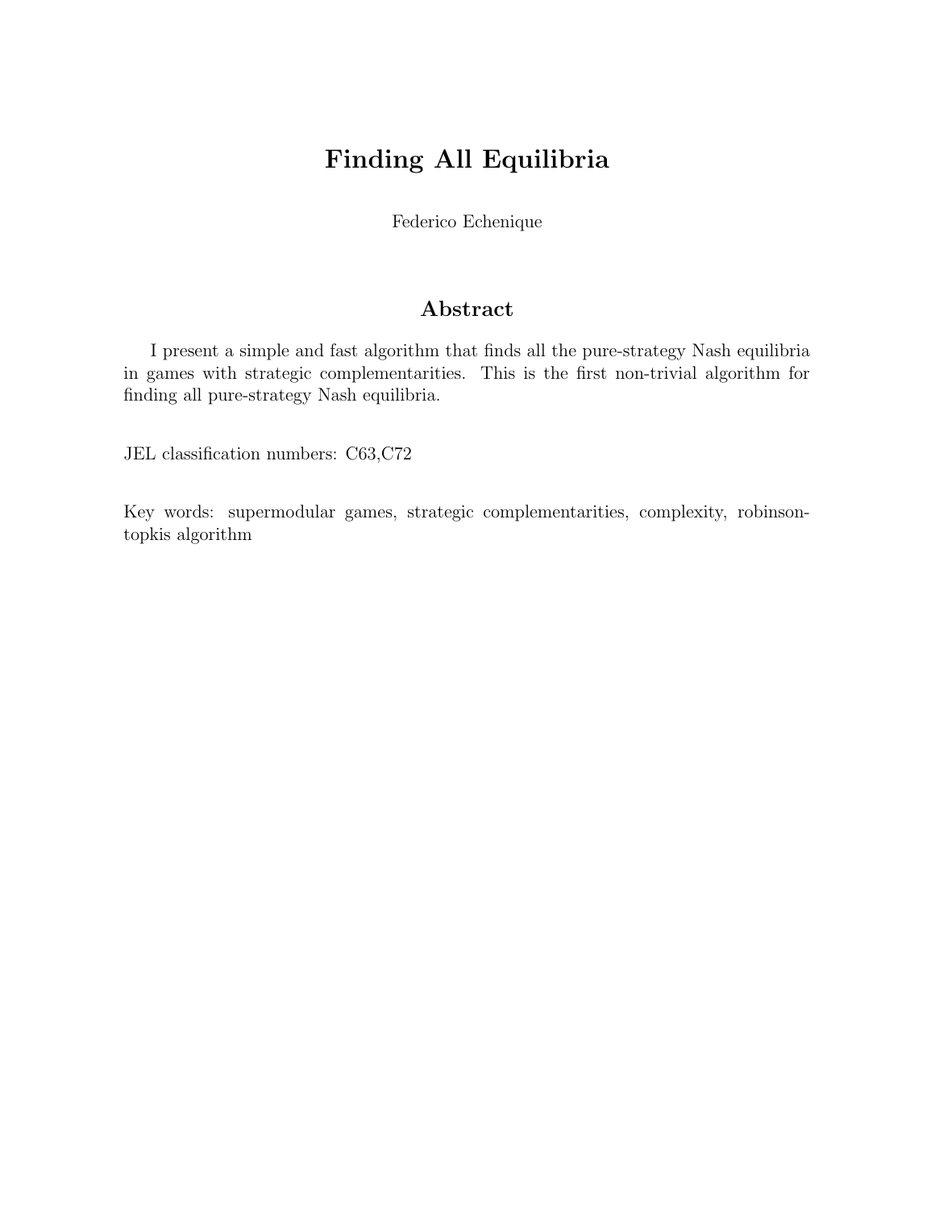# Finding All Equilibria

Federico Echenique

## Abstract

I present a simple and fast algorithm that finds all the pure-strategy Nash equilibria in games with strategic complementarities. This is the first non-trivial algorithm for finding all pure-strategy Nash equilibria.

JEL classification numbers: C63,C72

Key words: supermodular games, strategic complementarities, complexity, robinson-topkis algorithm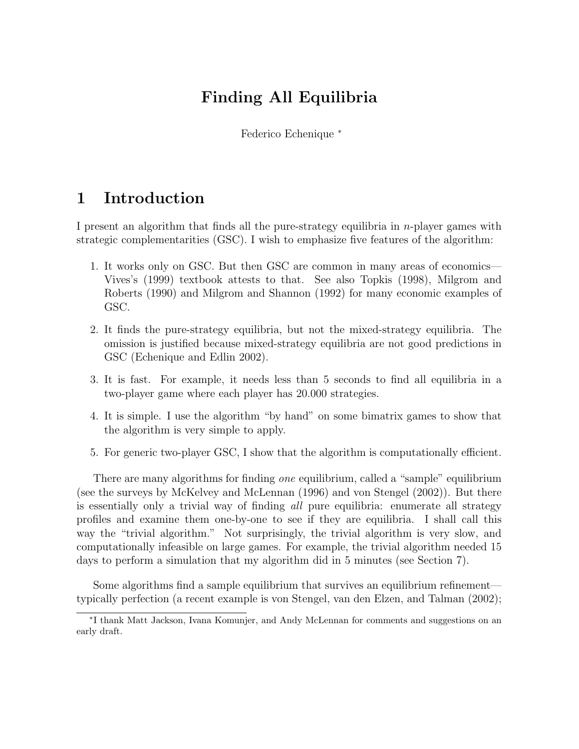# Finding All Equilibria

Federico Echenique *

## 1 Introduction

I present an algorithm that finds all the pure-strategy equilibria in $n$-player games with strategic complementarities (GSC). I wish to emphasize five features of the algorithm:

1. It works only on GSC. But then GSC are common in many areas of economics—Vives's (1999) textbook attests to that. See also Topkis (1998), Milgrom and Roberts (1990) and Milgrom and Shannon (1992) for many economic examples of GSC.
2. It finds the pure-strategy equilibria, but not the mixed-strategy equilibria. The omission is justified because mixed-strategy equilibria are not good predictions in GSC (Echenique and Edlin 2002).
3. It is fast. For example, it needs less than 5 seconds to find all equilibria in a two-player game where each player has 20.000 strategies.
4. It is simple. I use the algorithm "by hand" on some bimatrix games to show that the algorithm is very simple to apply.
5. For generic two-player GSC, I show that the algorithm is computationally efficient.

There are many algorithms for finding *one* equilibrium, called a "sample" equilibrium (see the surveys by McKelvey and McLennan (1996) and von Stengel (2002)). But there is essentially only a trivial way of finding *all* pure equilibria: enumerate all strategy profiles and examine them one-by-one to see if they are equilibria. I shall call this way the "trivial algorithm." Not surprisingly, the trivial algorithm is very slow, and computationally infeasible on large games. For example, the trivial algorithm needed 15 days to perform a simulation that my algorithm did in 5 minutes (see Section 7).

Some algorithms find a sample equilibrium that survives an equilibrium refinement—typically perfection (a recent example is von Stengel, van den Elzen, and Talman (2002);

*I thank Matt Jackson, Ivana Komunjer, and Andy McLennan for comments and suggestions on an early draft.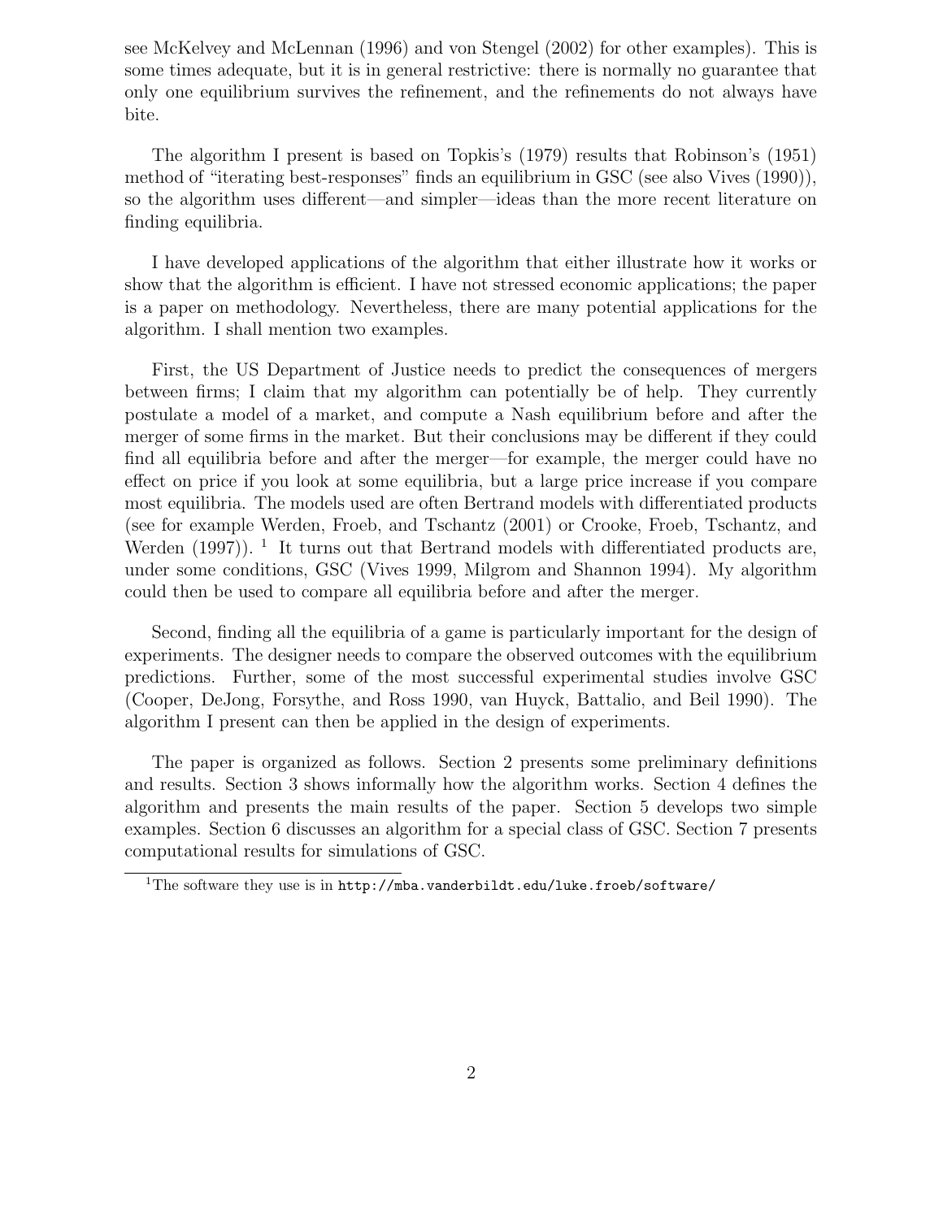see McKelvey and McLennan (1996) and von Stengel (2002) for other examples). This is some times adequate, but it is in general restrictive: there is normally no guarantee that only one equilibrium survives the refinement, and the refinements do not always have bite.

The algorithm I present is based on Topkis's (1979) results that Robinson's (1951) method of "iterating best-responses" finds an equilibrium in GSC (see also Vives (1990)), so the algorithm uses different—and simpler—ideas than the more recent literature on finding equilibria.

I have developed applications of the algorithm that either illustrate how it works or show that the algorithm is efficient. I have not stressed economic applications; the paper is a paper on methodology. Nevertheless, there are many potential applications for the algorithm. I shall mention two examples.

First, the US Department of Justice needs to predict the consequences of mergers between firms; I claim that my algorithm can potentially be of help. They currently postulate a model of a market, and compute a Nash equilibrium before and after the merger of some firms in the market. But their conclusions may be different if they could find all equilibria before and after the merger—for example, the merger could have no effect on price if you look at some equilibria, but a large price increase if you compare most equilibria. The models used are often Bertrand models with differentiated products (see for example Werden, Froeb, and Tschantz (2001) or Crooke, Froeb, Tschantz, and Werden (1997)). [1] It turns out that Bertrand models with differentiated products are, under some conditions, GSC (Vives 1999, Milgrom and Shannon 1994). My algorithm could then be used to compare all equilibria before and after the merger.

Second, finding all the equilibria of a game is particularly important for the design of experiments. The designer needs to compare the observed outcomes with the equilibrium predictions. Further, some of the most successful experimental studies involve GSC (Cooper, DeJong, Forsythe, and Ross 1990, van Huyck, Battalio, and Beil 1990). The algorithm I present can then be applied in the design of experiments.

The paper is organized as follows. Section 2 presents some preliminary definitions and results. Section 3 shows informally how the algorithm works. Section 4 defines the algorithm and presents the main results of the paper. Section 5 develops two simple examples. Section 6 discusses an algorithm for a special class of GSC. Section 7 presents computational results for simulations of GSC.

[1] The software they use is in `http://mba.vanderbildt.edu/luke.froeb/software/`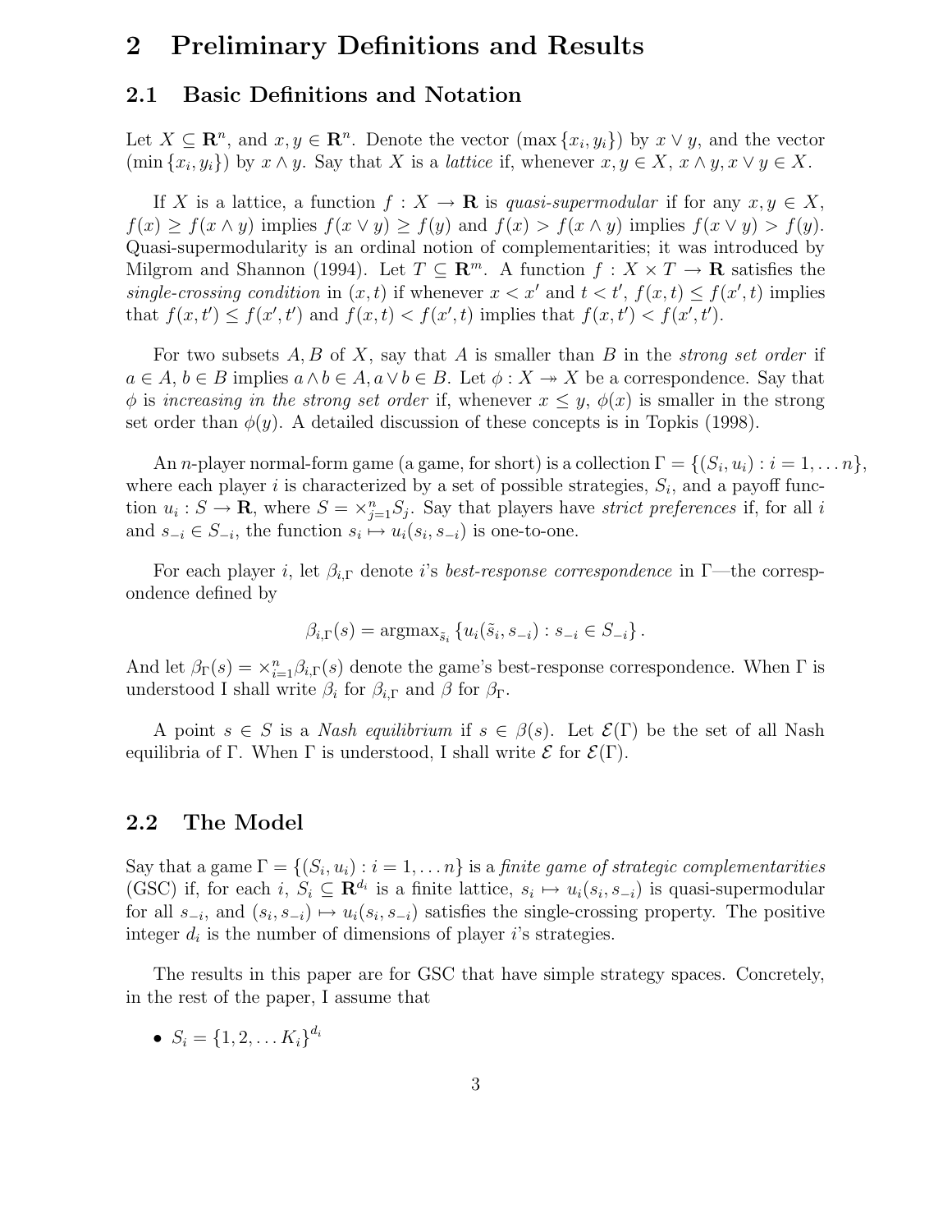## 2 Preliminary Definitions and Results

### 2.1 Basic Definitions and Notation

Let $X \subseteq \mathbf{R}^n$, and $x, y \in \mathbf{R}^n$. Denote the vector $(\max\{x_i, y_i\})$ by $x \vee y$, and the vector $(\min\{x_i, y_i\})$ by $x \wedge y$. Say that $X$ is a *lattice* if, whenever $x, y \in X$, $x \wedge y, x \vee y \in X$.

If $X$ is a lattice, a function $f : X \to \mathbf{R}$ is *quasi-supermodular* if for any $x, y \in X$, $f(x) \geq f(x \wedge y)$ implies $f(x \vee y) \geq f(y)$ and $f(x) > f(x \wedge y)$ implies $f(x \vee y) > f(y)$. Quasi-supermodularity is an ordinal notion of complementarities; it was introduced by Milgrom and Shannon (1994). Let $T \subseteq \mathbf{R}^m$. A function $f : X \times T \to \mathbf{R}$ satisfies the *single-crossing condition* in $(x, t)$ if whenever $x < x'$ and $t < t'$, $f(x, t) \leq f(x', t)$ implies that $f(x, t') \leq f(x', t')$ and $f(x, t) < f(x', t)$ implies that $f(x, t') < f(x', t')$.

For two subsets $A, B$ of $X$, say that $A$ is smaller than $B$ in the *strong set order* if $a \in A$, $b \in B$ implies $a \wedge b \in A, a \vee b \in B$. Let $\phi : X \twoheadrightarrow X$ be a correspondence. Say that $\phi$ is *increasing in the strong set order* if, whenever $x \leq y$, $\phi(x)$ is smaller in the strong set order than $\phi(y)$. A detailed discussion of these concepts is in Topkis (1998).

An $n$-player normal-form game (a game, for short) is a collection $\Gamma = \{(S_i, u_i) : i = 1, \ldots n\}$, where each player $i$ is characterized by a set of possible strategies, $S_i$, and a payoff function $u_i : S \to \mathbf{R}$, where $S = \times_{j=1}^n S_j$. Say that players have *strict preferences* if, for all $i$ and $s_{-i} \in S_{-i}$, the function $s_i \mapsto u_i(s_i, s_{-i})$ is one-to-one.

For each player $i$, let $\beta_{i,\Gamma}$ denote $i$'s *best-response correspondence* in $\Gamma$—the correspondence defined by

$$\beta_{i,\Gamma}(s) = \operatorname{argmax}_{\tilde{s}_i} \{u_i(\tilde{s}_i, s_{-i}) : s_{-i} \in S_{-i}\}.$$

And let $\beta_\Gamma(s) = \times_{i=1}^n \beta_{i,\Gamma}(s)$ denote the game's best-response correspondence. When $\Gamma$ is understood I shall write $\beta_i$ for $\beta_{i,\Gamma}$ and $\beta$ for $\beta_\Gamma$.

A point $s \in S$ is a *Nash equilibrium* if $s \in \beta(s)$. Let $\mathcal{E}(\Gamma)$ be the set of all Nash equilibria of $\Gamma$. When $\Gamma$ is understood, I shall write $\mathcal{E}$ for $\mathcal{E}(\Gamma)$.

### 2.2 The Model

Say that a game $\Gamma = \{(S_i, u_i) : i = 1, \ldots n\}$ is a *finite game of strategic complementarities* (GSC) if, for each $i$, $S_i \subseteq \mathbf{R}^{d_i}$ is a finite lattice, $s_i \mapsto u_i(s_i, s_{-i})$ is quasi-supermodular for all $s_{-i}$, and $(s_i, s_{-i}) \mapsto u_i(s_i, s_{-i})$ satisfies the single-crossing property. The positive integer $d_i$ is the number of dimensions of player $i$'s strategies.

The results in this paper are for GSC that have simple strategy spaces. Concretely, in the rest of the paper, I assume that

- $S_i = \{1, 2, \ldots K_i\}^{d_i}$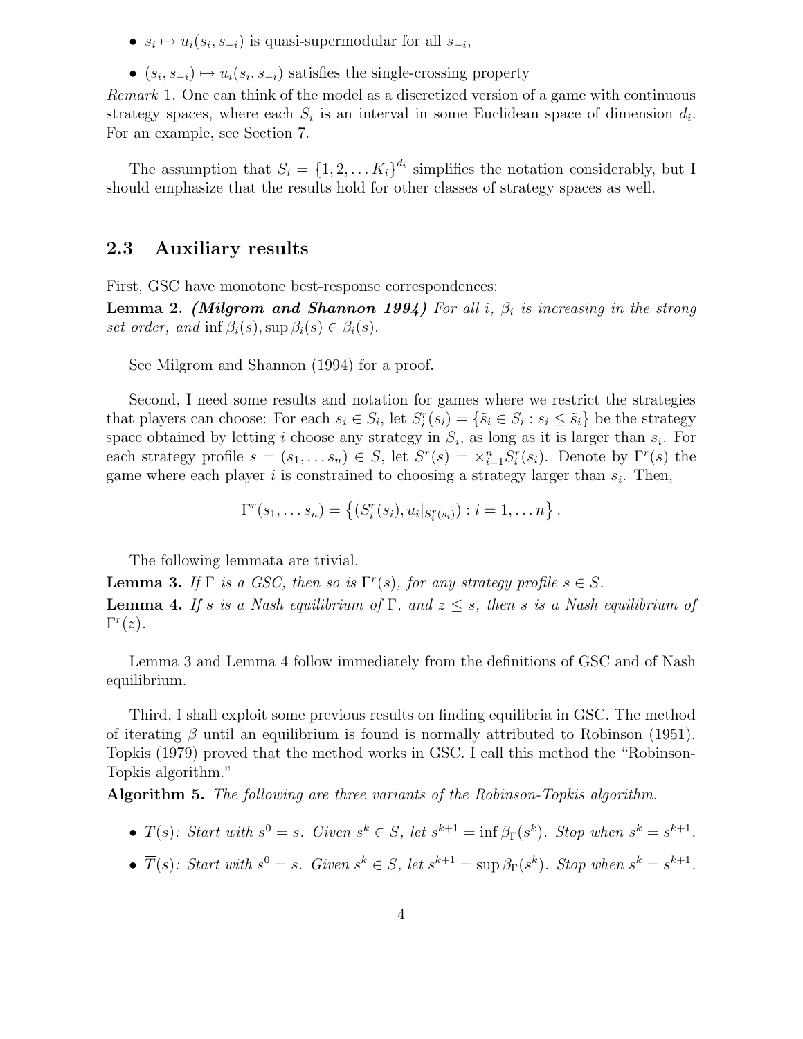- $s_i \mapsto u_i(s_i, s_{-i})$ is quasi-supermodular for all $s_{-i}$,
- $(s_i, s_{-i}) \mapsto u_i(s_i, s_{-i})$ satisfies the single-crossing property

*Remark* 1. One can think of the model as a discretized version of a game with continuous strategy spaces, where each $S_i$ is an interval in some Euclidean space of dimension $d_i$. For an example, see Section 7.

The assumption that $S_i = \{1, 2, \ldots K_i\}^{d_i}$ simplifies the notation considerably, but I should emphasize that the results hold for other classes of strategy spaces as well.

### 2.3 Auxiliary results

First, GSC have monotone best-response correspondences:

**Lemma 2.** ***(Milgrom and Shannon 1994)*** *For all $i$, $\beta_i$ is increasing in the strong set order, and $\inf \beta_i(s), \sup \beta_i(s) \in \beta_i(s)$.*

See Milgrom and Shannon (1994) for a proof.

Second, I need some results and notation for games where we restrict the strategies that players can choose: For each $s_i \in S_i$, let $S_i^r(s_i) = \{\tilde{s}_i \in S_i : s_i \leq \tilde{s}_i\}$ be the strategy space obtained by letting $i$ choose any strategy in $S_i$, as long as it is larger than $s_i$. For each strategy profile $s = (s_1, \ldots s_n) \in S$, let $S^r(s) = \times_{i=1}^n S_i^r(s_i)$. Denote by $\Gamma^r(s)$ the game where each player $i$ is constrained to choosing a strategy larger than $s_i$. Then,

$$\Gamma^r(s_1, \ldots s_n) = \left\{ (S_i^r(s_i), u_i|_{S_i^r(s_i)}) : i = 1, \ldots n \right\}.$$

The following lemmata are trivial.

**Lemma 3.** *If $\Gamma$ is a GSC, then so is $\Gamma^r(s)$, for any strategy profile $s \in S$.*

**Lemma 4.** *If $s$ is a Nash equilibrium of $\Gamma$, and $z \leq s$, then $s$ is a Nash equilibrium of $\Gamma^r(z)$.*

Lemma 3 and Lemma 4 follow immediately from the definitions of GSC and of Nash equilibrium.

Third, I shall exploit some previous results on finding equilibria in GSC. The method of iterating $\beta$ until an equilibrium is found is normally attributed to Robinson (1951). Topkis (1979) proved that the method works in GSC. I call this method the "Robinson-Topkis algorithm."

**Algorithm 5.** *The following are three variants of the Robinson-Topkis algorithm.*

- $\underline{T}(s)$*: Start with $s^0 = s$. Given $s^k \in S$, let $s^{k+1} = \inf \beta_\Gamma(s^k)$. Stop when $s^k = s^{k+1}$.*
- $\overline{T}(s)$*: Start with $s^0 = s$. Given $s^k \in S$, let $s^{k+1} = \sup \beta_\Gamma(s^k)$. Stop when $s^k = s^{k+1}$.*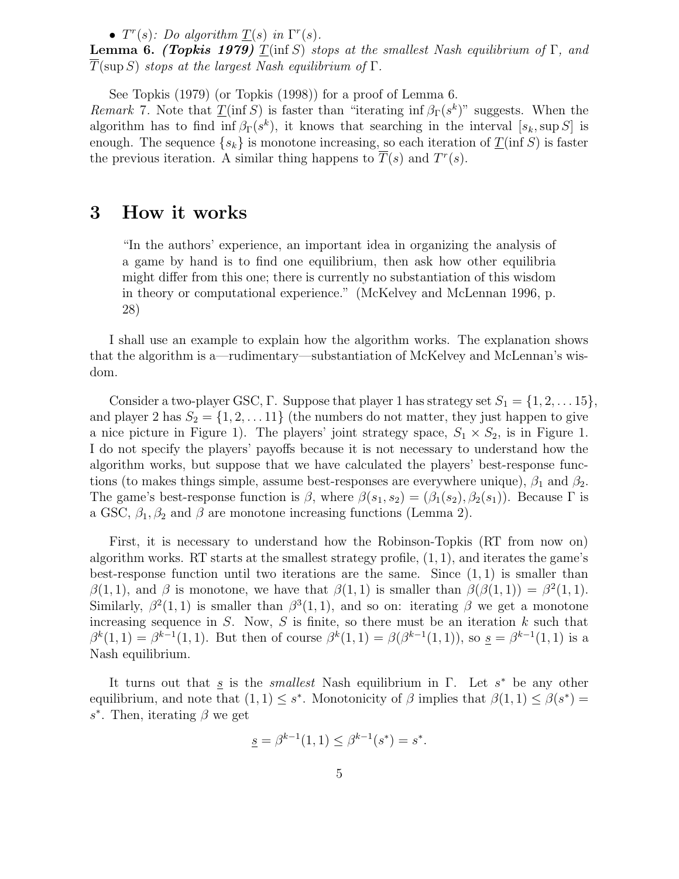- $T^r(s)$: *Do algorithm $\underline{T}(s)$ in $\Gamma^r(s)$.*

**Lemma 6.** ***(Topkis 1979)*** *$\underline{T}(\inf S)$ stops at the smallest Nash equilibrium of $\Gamma$, and $\overline{T}(\sup S)$ stops at the largest Nash equilibrium of $\Gamma$.*

See Topkis (1979) (or Topkis (1998)) for a proof of Lemma 6.

*Remark* 7. Note that $\underline{T}(\inf S)$ is faster than "iterating $\inf \beta_\Gamma(s^k)$" suggests. When the algorithm has to find $\inf \beta_\Gamma(s^k)$, it knows that searching in the interval $[s_k, \sup S]$ is enough. The sequence $\{s_k\}$ is monotone increasing, so each iteration of $\underline{T}(\inf S)$ is faster the previous iteration. A similar thing happens to $\overline{T}(s)$ and $T^r(s)$.

# 3 How it works

> "In the authors' experience, an important idea in organizing the analysis of a game by hand is to find one equilibrium, then ask how other equilibria might differ from this one; there is currently no substantiation of this wisdom in theory or computational experience." (McKelvey and McLennan 1996, p. 28)

I shall use an example to explain how the algorithm works. The explanation shows that the algorithm is a—rudimentary—substantiation of McKelvey and McLennan's wisdom.

Consider a two-player GSC, $\Gamma$. Suppose that player 1 has strategy set $S_1 = \{1, 2, \ldots 15\}$, and player 2 has $S_2 = \{1, 2, \ldots 11\}$ (the numbers do not matter, they just happen to give a nice picture in Figure 1). The players' joint strategy space, $S_1 \times S_2$, is in Figure 1. I do not specify the players' payoffs because it is not necessary to understand how the algorithm works, but suppose that we have calculated the players' best-response functions (to makes things simple, assume best-responses are everywhere unique), $\beta_1$ and $\beta_2$. The game's best-response function is $\beta$, where $\beta(s_1, s_2) = (\beta_1(s_2), \beta_2(s_1))$. Because $\Gamma$ is a GSC, $\beta_1, \beta_2$ and $\beta$ are monotone increasing functions (Lemma 2).

First, it is necessary to understand how the Robinson-Topkis (RT from now on) algorithm works. RT starts at the smallest strategy profile, $(1, 1)$, and iterates the game's best-response function until two iterations are the same. Since $(1, 1)$ is smaller than $\beta(1, 1)$, and $\beta$ is monotone, we have that $\beta(1, 1)$ is smaller than $\beta(\beta(1, 1)) = \beta^2(1, 1)$. Similarly, $\beta^2(1, 1)$ is smaller than $\beta^3(1, 1)$, and so on: iterating $\beta$ we get a monotone increasing sequence in $S$. Now, $S$ is finite, so there must be an iteration $k$ such that $\beta^k(1, 1) = \beta^{k-1}(1, 1)$. But then of course $\beta^k(1, 1) = \beta(\beta^{k-1}(1, 1))$, so $\underline{s} = \beta^{k-1}(1, 1)$ is a Nash equilibrium.

It turns out that $\underline{s}$ is the *smallest* Nash equilibrium in $\Gamma$. Let $s^*$ be any other equilibrium, and note that $(1, 1) \leq s^*$. Monotonicity of $\beta$ implies that $\beta(1, 1) \leq \beta(s^*) = s^*$. Then, iterating $\beta$ we get

$$\underline{s} = \beta^{k-1}(1, 1) \leq \beta^{k-1}(s^*) = s^*.$$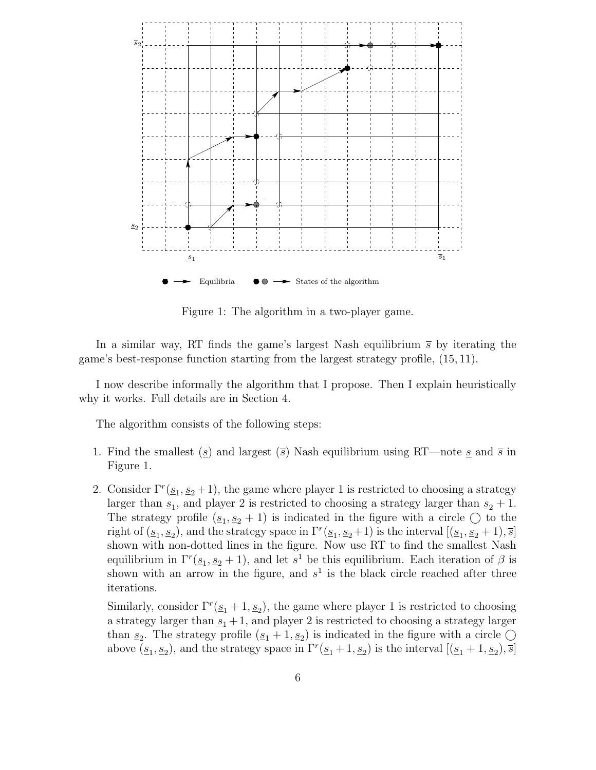Figure 1: The algorithm in a two-player game.

In a similar way, RT finds the game's largest Nash equilibrium $\overline{s}$ by iterating the game's best-response function starting from the largest strategy profile, $(15, 11)$.

I now describe informally the algorithm that I propose. Then I explain heuristically why it works. Full details are in Section 4.

The algorithm consists of the following steps:

1. Find the smallest ($\underline{s}$) and largest ($\overline{s}$) Nash equilibrium using RT—note $\underline{s}$ and $\overline{s}$ in Figure 1.

2. Consider $\Gamma^r(\underline{s}_1, \underline{s}_2 + 1)$, the game where player 1 is restricted to choosing a strategy larger than $\underline{s}_1$, and player 2 is restricted to choosing a strategy larger than $\underline{s}_2 + 1$. The strategy profile $(\underline{s}_1, \underline{s}_2 + 1)$ is indicated in the figure with a circle ◯ to the right of $(\underline{s}_1, \underline{s}_2)$, and the strategy space in $\Gamma^r(\underline{s}_1, \underline{s}_2 + 1)$ is the interval $[(\underline{s}_1, \underline{s}_2 + 1), \overline{s}]$ shown with non-dotted lines in the figure. Now use RT to find the smallest Nash equilibrium in $\Gamma^r(\underline{s}_1, \underline{s}_2 + 1)$, and let $s^1$ be this equilibrium. Each iteration of $\beta$ is shown with an arrow in the figure, and $s^1$ is the black circle reached after three iterations.

   Similarly, consider $\Gamma^r(\underline{s}_1 + 1, \underline{s}_2)$, the game where player 1 is restricted to choosing a strategy larger than $\underline{s}_1 + 1$, and player 2 is restricted to choosing a strategy larger than $\underline{s}_2$. The strategy profile $(\underline{s}_1 + 1, \underline{s}_2)$ is indicated in the figure with a circle ◯ above $(\underline{s}_1, \underline{s}_2)$, and the strategy space in $\Gamma^r(\underline{s}_1 + 1, \underline{s}_2)$ is the interval $[(\underline{s}_1 + 1, \underline{s}_2), \overline{s}]$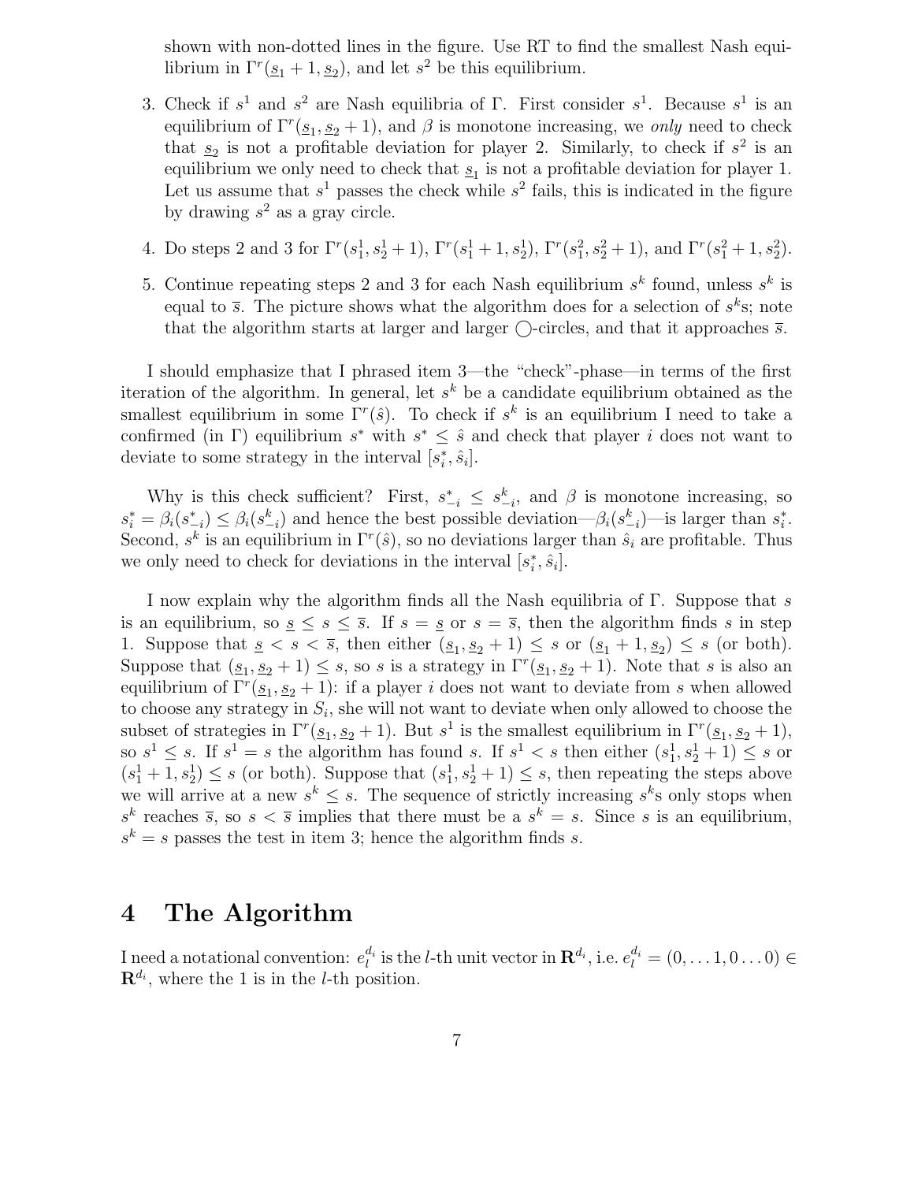shown with non-dotted lines in the figure. Use RT to find the smallest Nash equilibrium in $\Gamma^r(\underline{s}_1 + 1, \underline{s}_2)$, and let $s^2$ be this equilibrium.

3. Check if $s^1$ and $s^2$ are Nash equilibria of $\Gamma$. First consider $s^1$. Because $s^1$ is an equilibrium of $\Gamma^r(\underline{s}_1, \underline{s}_2 + 1)$, and $\beta$ is monotone increasing, we *only* need to check that $\underline{s}_2$ is not a profitable deviation for player 2. Similarly, to check if $s^2$ is an equilibrium we only need to check that $\underline{s}_1$ is not a profitable deviation for player 1. Let us assume that $s^1$ passes the check while $s^2$ fails, this is indicated in the figure by drawing $s^2$ as a gray circle.

4. Do steps 2 and 3 for $\Gamma^r(s^1_1, s^1_2 + 1)$, $\Gamma^r(s^1_1 + 1, s^1_2)$, $\Gamma^r(s^2_1, s^2_2 + 1)$, and $\Gamma^r(s^2_1 + 1, s^2_2)$.

5. Continue repeating steps 2 and 3 for each Nash equilibrium $s^k$ found, unless $s^k$ is equal to $\overline{s}$. The picture shows what the algorithm does for a selection of $s^k$s; note that the algorithm starts at larger and larger ◯-circles, and that it approaches $\overline{s}$.

I should emphasize that I phrased item 3—the "check"-phase—in terms of the first iteration of the algorithm. In general, let $s^k$ be a candidate equilibrium obtained as the smallest equilibrium in some $\Gamma^r(\hat{s})$. To check if $s^k$ is an equilibrium I need to take a confirmed (in $\Gamma$) equilibrium $s^*$ with $s^* \leq \hat{s}$ and check that player $i$ does not want to deviate to some strategy in the interval $[s^*_i, \hat{s}_i]$.

Why is this check sufficient? First, $s^*_{-i} \leq s^k_{-i}$, and $\beta$ is monotone increasing, so $s^*_i = \beta_i(s^*_{-i}) \leq \beta_i(s^k_{-i})$ and hence the best possible deviation—$\beta_i(s^k_{-i})$—is larger than $s^*_i$. Second, $s^k$ is an equilibrium in $\Gamma^r(\hat{s})$, so no deviations larger than $\hat{s}_i$ are profitable. Thus we only need to check for deviations in the interval $[s^*_i, \hat{s}_i]$.

I now explain why the algorithm finds all the Nash equilibria of $\Gamma$. Suppose that $s$ is an equilibrium, so $\underline{s} \leq s \leq \overline{s}$. If $s = \underline{s}$ or $s = \overline{s}$, then the algorithm finds $s$ in step 1. Suppose that $\underline{s} < s < \overline{s}$, then either $(\underline{s}_1, \underline{s}_2 + 1) \leq s$ or $(\underline{s}_1 + 1, \underline{s}_2) \leq s$ (or both). Suppose that $(\underline{s}_1, \underline{s}_2 + 1) \leq s$, so $s$ is a strategy in $\Gamma^r(\underline{s}_1, \underline{s}_2 + 1)$. Note that $s$ is also an equilibrium of $\Gamma^r(\underline{s}_1, \underline{s}_2 + 1)$: if a player $i$ does not want to deviate from $s$ when allowed to choose any strategy in $S_i$, she will not want to deviate when only allowed to choose the subset of strategies in $\Gamma^r(\underline{s}_1, \underline{s}_2 + 1)$. But $s^1$ is the smallest equilibrium in $\Gamma^r(\underline{s}_1, \underline{s}_2 + 1)$, so $s^1 \leq s$. If $s^1 = s$ the algorithm has found $s$. If $s^1 < s$ then either $(s^1_1, s^1_2 + 1) \leq s$ or $(s^1_1 + 1, s^1_2) \leq s$ (or both). Suppose that $(s^1_1, s^1_2 + 1) \leq s$, then repeating the steps above we will arrive at a new $s^k \leq s$. The sequence of strictly increasing $s^k$s only stops when $s^k$ reaches $\overline{s}$, so $s < \overline{s}$ implies that there must be a $s^k = s$. Since $s$ is an equilibrium, $s^k = s$ passes the test in item 3; hence the algorithm finds $s$.

# 4 The Algorithm

I need a notational convention: $e^{d_i}_l$ is the $l$-th unit vector in $\mathbf{R}^{d_i}$, i.e. $e^{d_i}_l = (0, \ldots 1, 0 \ldots 0) \in \mathbf{R}^{d_i}$, where the 1 is in the $l$-th position.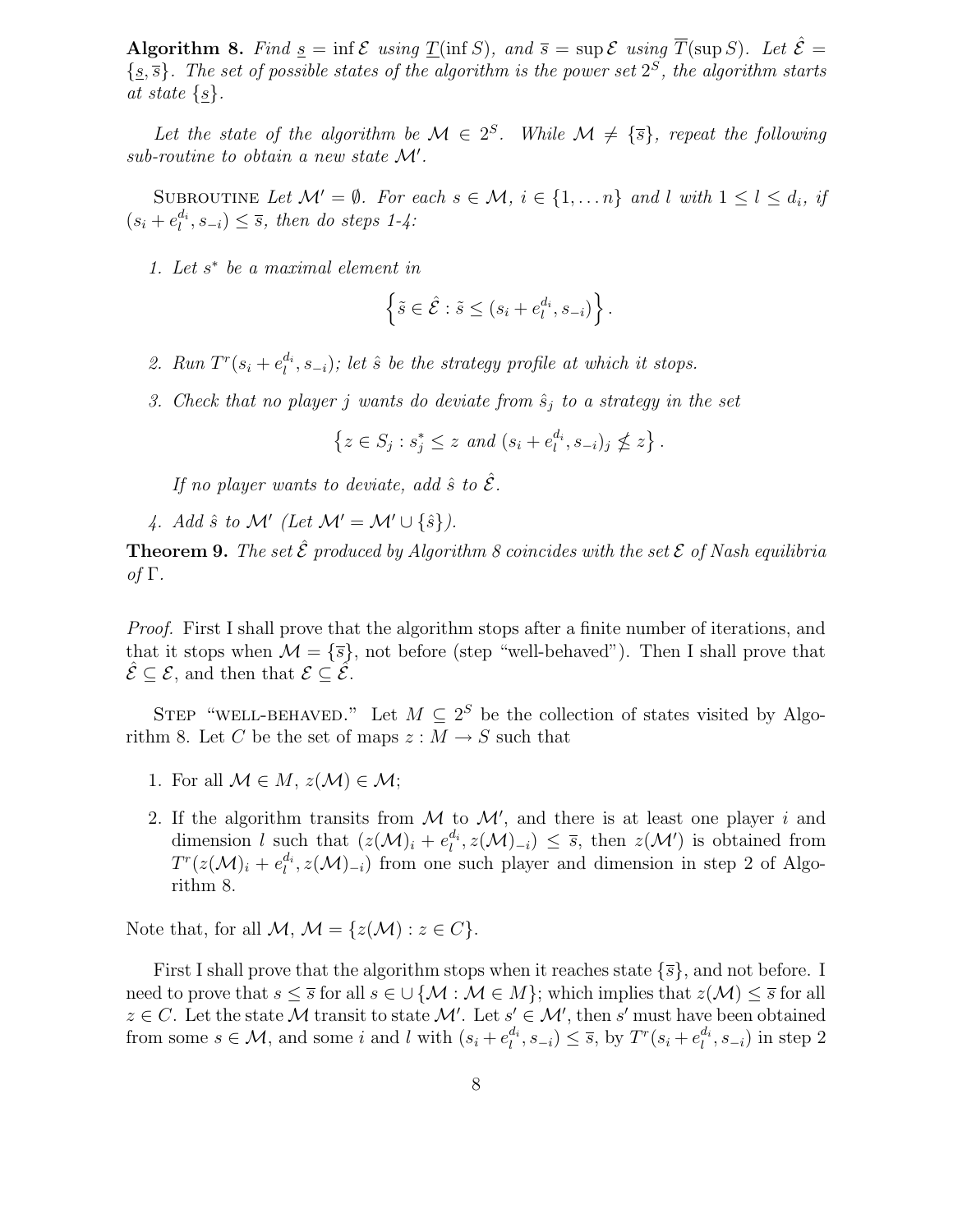**Algorithm 8.** *Find $\underline{s} = \inf \mathcal{E}$ using $\underline{T}(\inf S)$, and $\overline{s} = \sup \mathcal{E}$ using $\overline{T}(\sup S)$. Let $\hat{\mathcal{E}} = \{\underline{s}, \overline{s}\}$. The set of possible states of the algorithm is the power set $2^S$, the algorithm starts at state $\{\underline{s}\}$.*

*Let the state of the algorithm be $\mathcal{M} \in 2^S$. While $\mathcal{M} \neq \{\overline{s}\}$, repeat the following sub-routine to obtain a new state $\mathcal{M}'$.*

Subroutine *Let $\mathcal{M}' = \emptyset$. For each $s \in \mathcal{M}$, $i \in \{1, \ldots n\}$ and $l$ with $1 \leq l \leq d_i$, if $(s_i + e_l^{d_i}, s_{-i}) \leq \overline{s}$, then do steps 1-4:*

1. *Let $s^*$ be a maximal element in*
$$\left\{ \tilde{s} \in \hat{\mathcal{E}} : \tilde{s} \leq (s_i + e_l^{d_i}, s_{-i}) \right\}.$$
2. *Run $T^r(s_i + e_l^{d_i}, s_{-i})$; let $\hat{s}$ be the strategy profile at which it stops.*
3. *Check that no player $j$ wants do deviate from $\hat{s}_j$ to a strategy in the set*
$$\left\{ z \in S_j : s_j^* \leq z \text{ and } (s_i + e_l^{d_i}, s_{-i})_j \nleq z \right\}.$$
*If no player wants to deviate, add $\hat{s}$ to $\hat{\mathcal{E}}$.*
4. *Add $\hat{s}$ to $\mathcal{M}'$ (Let $\mathcal{M}' = \mathcal{M}' \cup \{\hat{s}\}$).*

**Theorem 9.** *The set $\hat{\mathcal{E}}$ produced by Algorithm 8 coincides with the set $\mathcal{E}$ of Nash equilibria of $\Gamma$.*

*Proof.* First I shall prove that the algorithm stops after a finite number of iterations, and that it stops when $\mathcal{M} = \{\overline{s}\}$, not before (step "well-behaved"). Then I shall prove that $\hat{\mathcal{E}} \subseteq \mathcal{E}$, and then that $\mathcal{E} \subseteq \hat{\mathcal{E}}$.

Step "well-behaved." Let $M \subseteq 2^S$ be the collection of states visited by Algorithm 8. Let $C$ be the set of maps $z : M \to S$ such that

1. For all $\mathcal{M} \in M$, $z(\mathcal{M}) \in \mathcal{M}$;
2. If the algorithm transits from $\mathcal{M}$ to $\mathcal{M}'$, and there is at least one player $i$ and dimension $l$ such that $(z(\mathcal{M})_i + e_l^{d_i}, z(\mathcal{M})_{-i}) \leq \overline{s}$, then $z(\mathcal{M}')$ is obtained from $T^r(z(\mathcal{M})_i + e_l^{d_i}, z(\mathcal{M})_{-i})$ from one such player and dimension in step 2 of Algorithm 8.

Note that, for all $\mathcal{M}$, $\mathcal{M} = \{z(\mathcal{M}) : z \in C\}$.

First I shall prove that the algorithm stops when it reaches state $\{\overline{s}\}$, and not before. I need to prove that $s \leq \overline{s}$ for all $s \in \cup\{\mathcal{M} : \mathcal{M} \in M\}$; which implies that $z(\mathcal{M}) \leq \overline{s}$ for all $z \in C$. Let the state $\mathcal{M}$ transit to state $\mathcal{M}'$. Let $s' \in \mathcal{M}'$, then $s'$ must have been obtained from some $s \in \mathcal{M}$, and some $i$ and $l$ with $(s_i + e_l^{d_i}, s_{-i}) \leq \overline{s}$, by $T^r(s_i + e_l^{d_i}, s_{-i})$ in step 2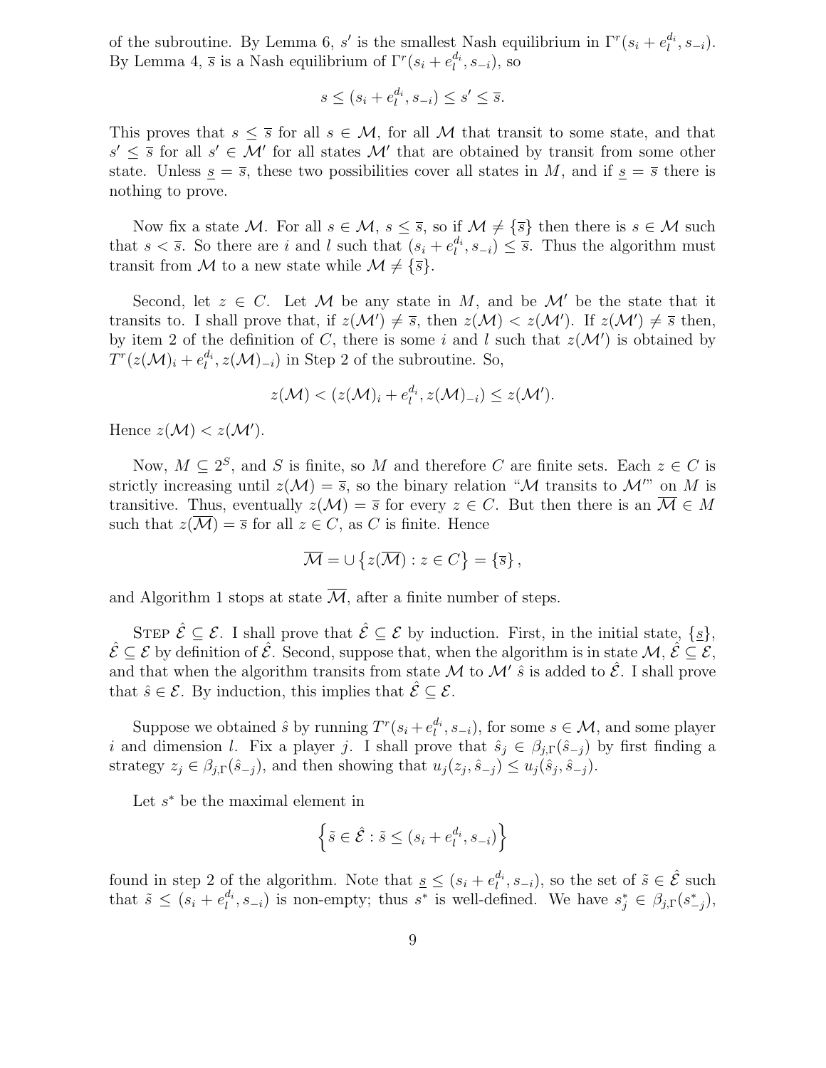of the subroutine. By Lemma 6, $s'$ is the smallest Nash equilibrium in $\Gamma^r(s_i + e_l^{d_i}, s_{-i})$. By Lemma 4, $\overline{s}$ is a Nash equilibrium of $\Gamma^r(s_i + e_l^{d_i}, s_{-i})$, so

$$s \leq (s_i + e_l^{d_i}, s_{-i}) \leq s' \leq \overline{s}.$$

This proves that $s \leq \overline{s}$ for all $s \in \mathcal{M}$, for all $\mathcal{M}$ that transit to some state, and that $s' \leq \overline{s}$ for all $s' \in \mathcal{M}'$ for all states $\mathcal{M}'$ that are obtained by transit from some other state. Unless $\underline{s} = \overline{s}$, these two possibilities cover all states in $M$, and if $\underline{s} = \overline{s}$ there is nothing to prove.

Now fix a state $\mathcal{M}$. For all $s \in \mathcal{M}$, $s \leq \overline{s}$, so if $\mathcal{M} \neq \{\overline{s}\}$ then there is $s \in \mathcal{M}$ such that $s < \overline{s}$. So there are $i$ and $l$ such that $(s_i + e_l^{d_i}, s_{-i}) \leq \overline{s}$. Thus the algorithm must transit from $\mathcal{M}$ to a new state while $\mathcal{M} \neq \{\overline{s}\}$.

Second, let $z \in C$. Let $\mathcal{M}$ be any state in $M$, and be $\mathcal{M}'$ be the state that it transits to. I shall prove that, if $z(\mathcal{M}') \neq \overline{s}$, then $z(\mathcal{M}) < z(\mathcal{M}')$. If $z(\mathcal{M}') \neq \overline{s}$ then, by item 2 of the definition of $C$, there is some $i$ and $l$ such that $z(\mathcal{M}')$ is obtained by $T^r(z(\mathcal{M})_i + e_l^{d_i}, z(\mathcal{M})_{-i})$ in Step 2 of the subroutine. So,

$$z(\mathcal{M}) < (z(\mathcal{M})_i + e_l^{d_i}, z(\mathcal{M})_{-i}) \leq z(\mathcal{M}').$$

Hence $z(\mathcal{M}) < z(\mathcal{M}')$.

Now, $M \subseteq 2^S$, and $S$ is finite, so $M$ and therefore $C$ are finite sets. Each $z \in C$ is strictly increasing until $z(\mathcal{M}) = \overline{s}$, so the binary relation "$\mathcal{M}$ transits to $\mathcal{M}'$" on $M$ is transitive. Thus, eventually $z(\mathcal{M}) = \overline{s}$ for every $z \in C$. But then there is an $\overline{\mathcal{M}} \in M$ such that $z(\overline{\mathcal{M}}) = \overline{s}$ for all $z \in C$, as $C$ is finite. Hence

$$\overline{\mathcal{M}} = \cup \left\{ z(\overline{\mathcal{M}}) : z \in C \right\} = \{\overline{s}\},$$

and Algorithm 1 stops at state $\overline{\mathcal{M}}$, after a finite number of steps.

Step $\hat{\mathcal{E}} \subseteq \mathcal{E}$. I shall prove that $\hat{\mathcal{E}} \subseteq \mathcal{E}$ by induction. First, in the initial state, $\{\underline{s}\}$, $\hat{\mathcal{E}} \subseteq \mathcal{E}$ by definition of $\hat{\mathcal{E}}$. Second, suppose that, when the algorithm is in state $\mathcal{M}$, $\hat{\mathcal{E}} \subseteq \mathcal{E}$, and that when the algorithm transits from state $\mathcal{M}$ to $\mathcal{M}'$ $\hat{s}$ is added to $\hat{\mathcal{E}}$. I shall prove that $\hat{s} \in \mathcal{E}$. By induction, this implies that $\hat{\mathcal{E}} \subseteq \mathcal{E}$.

Suppose we obtained $\hat{s}$ by running $T^r(s_i + e_l^{d_i}, s_{-i})$, for some $s \in \mathcal{M}$, and some player $i$ and dimension $l$. Fix a player $j$. I shall prove that $\hat{s}_j \in \beta_{j,\Gamma}(\hat{s}_{-j})$ by first finding a strategy $z_j \in \beta_{j,\Gamma}(\hat{s}_{-j})$, and then showing that $u_j(z_j, \hat{s}_{-j}) \leq u_j(\hat{s}_j, \hat{s}_{-j})$.

Let $s^*$ be the maximal element in

$$\left\{ \tilde{s} \in \hat{\mathcal{E}} : \tilde{s} \leq (s_i + e_l^{d_i}, s_{-i}) \right\}$$

found in step 2 of the algorithm. Note that $\underline{s} \leq (s_i + e_l^{d_i}, s_{-i})$, so the set of $\tilde{s} \in \hat{\mathcal{E}}$ such that $\tilde{s} \leq (s_i + e_l^{d_i}, s_{-i})$ is non-empty; thus $s^*$ is well-defined. We have $s^*_j \in \beta_{j,\Gamma}(s^*_{-j})$,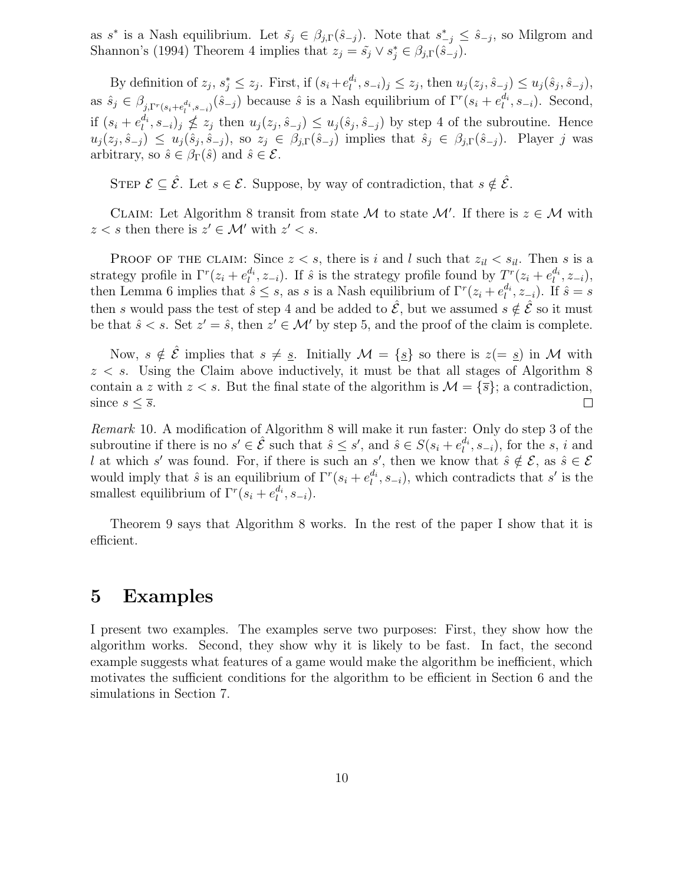as $s^*$ is a Nash equilibrium. Let $\tilde{s_j} \in \beta_{j,\Gamma}(\hat{s}_{-j})$. Note that $s^*_{-j} \leq \hat{s}_{-j}$, so Milgrom and Shannon's (1994) Theorem 4 implies that $z_j = \tilde{s_j} \vee s^*_j \in \beta_{j,\Gamma}(\hat{s}_{-j})$.

By definition of $z_j$, $s^*_j \leq z_j$. First, if $(s_i + e^{d_i}_l, s_{-i})_j \leq z_j$, then $u_j(z_j, \hat{s}_{-j}) \leq u_j(\hat{s}_j, \hat{s}_{-j})$, as $\hat{s}_j \in \beta_{j,\Gamma^r(s_i+e^{d_i}_l, s_{-i})}(\hat{s}_{-j})$ because $\hat{s}$ is a Nash equilibrium of $\Gamma^r(s_i + e^{d_i}_l, s_{-i})$. Second, if $(s_i + e^{d_i}_l, s_{-i})_j \nleq z_j$ then $u_j(z_j, \hat{s}_{-j}) \leq u_j(\hat{s}_j, \hat{s}_{-j})$ by step 4 of the subroutine. Hence $u_j(z_j, \hat{s}_{-j}) \leq u_j(\hat{s}_j, \hat{s}_{-j})$, so $z_j \in \beta_{j,\Gamma}(\hat{s}_{-j})$ implies that $\hat{s}_j \in \beta_{j,\Gamma}(\hat{s}_{-j})$. Player $j$ was arbitrary, so $\hat{s} \in \beta_\Gamma(\hat{s})$ and $\hat{s} \in \mathcal{E}$.

STEP $\mathcal{E} \subseteq \hat{\mathcal{E}}$. Let $s \in \mathcal{E}$. Suppose, by way of contradiction, that $s \notin \hat{\mathcal{E}}$.

CLAIM: Let Algorithm 8 transit from state $\mathcal{M}$ to state $\mathcal{M}'$. If there is $z \in \mathcal{M}$ with $z < s$ then there is $z' \in \mathcal{M}'$ with $z' < s$.

PROOF OF THE CLAIM: Since $z < s$, there is $i$ and $l$ such that $z_{il} < s_{il}$. Then $s$ is a strategy profile in $\Gamma^r(z_i + e^{d_i}_l, z_{-i})$. If $\hat{s}$ is the strategy profile found by $T^r(z_i + e^{d_i}_l, z_{-i})$, then Lemma 6 implies that $\hat{s} \leq s$, as $s$ is a Nash equilibrium of $\Gamma^r(z_i + e^{d_i}_l, z_{-i})$. If $\hat{s} = s$ then $s$ would pass the test of step 4 and be added to $\hat{\mathcal{E}}$, but we assumed $s \notin \hat{\mathcal{E}}$ so it must be that $\hat{s} < s$. Set $z' = \hat{s}$, then $z' \in \mathcal{M}'$ by step 5, and the proof of the claim is complete.

Now, $s \notin \hat{\mathcal{E}}$ implies that $s \neq \underline{s}$. Initially $\mathcal{M} = \{\underline{s}\}$ so there is $z (= \underline{s})$ in $\mathcal{M}$ with $z < s$. Using the Claim above inductively, it must be that all stages of Algorithm 8 contain a $z$ with $z < s$. But the final state of the algorithm is $\mathcal{M} = \{\overline{s}\}$; a contradiction, since $s \leq \overline{s}$. $\square$

*Remark* 10. A modification of Algorithm 8 will make it run faster: Only do step 3 of the subroutine if there is no $s' \in \hat{\mathcal{E}}$ such that $\hat{s} \leq s'$, and $\hat{s} \in S(s_i + e^{d_i}_l, s_{-i})$, for the $s$, $i$ and $l$ at which $s'$ was found. For, if there is such an $s'$, then we know that $\hat{s} \notin \mathcal{E}$, as $\hat{s} \in \mathcal{E}$ would imply that $\hat{s}$ is an equilibrium of $\Gamma^r(s_i + e^{d_i}_l, s_{-i})$, which contradicts that $s'$ is the smallest equilibrium of $\Gamma^r(s_i + e^{d_i}_l, s_{-i})$.

Theorem 9 says that Algorithm 8 works. In the rest of the paper I show that it is efficient.

# 5 Examples

I present two examples. The examples serve two purposes: First, they show how the algorithm works. Second, they show why it is likely to be fast. In fact, the second example suggests what features of a game would make the algorithm be inefficient, which motivates the sufficient conditions for the algorithm to be efficient in Section 6 and the simulations in Section 7.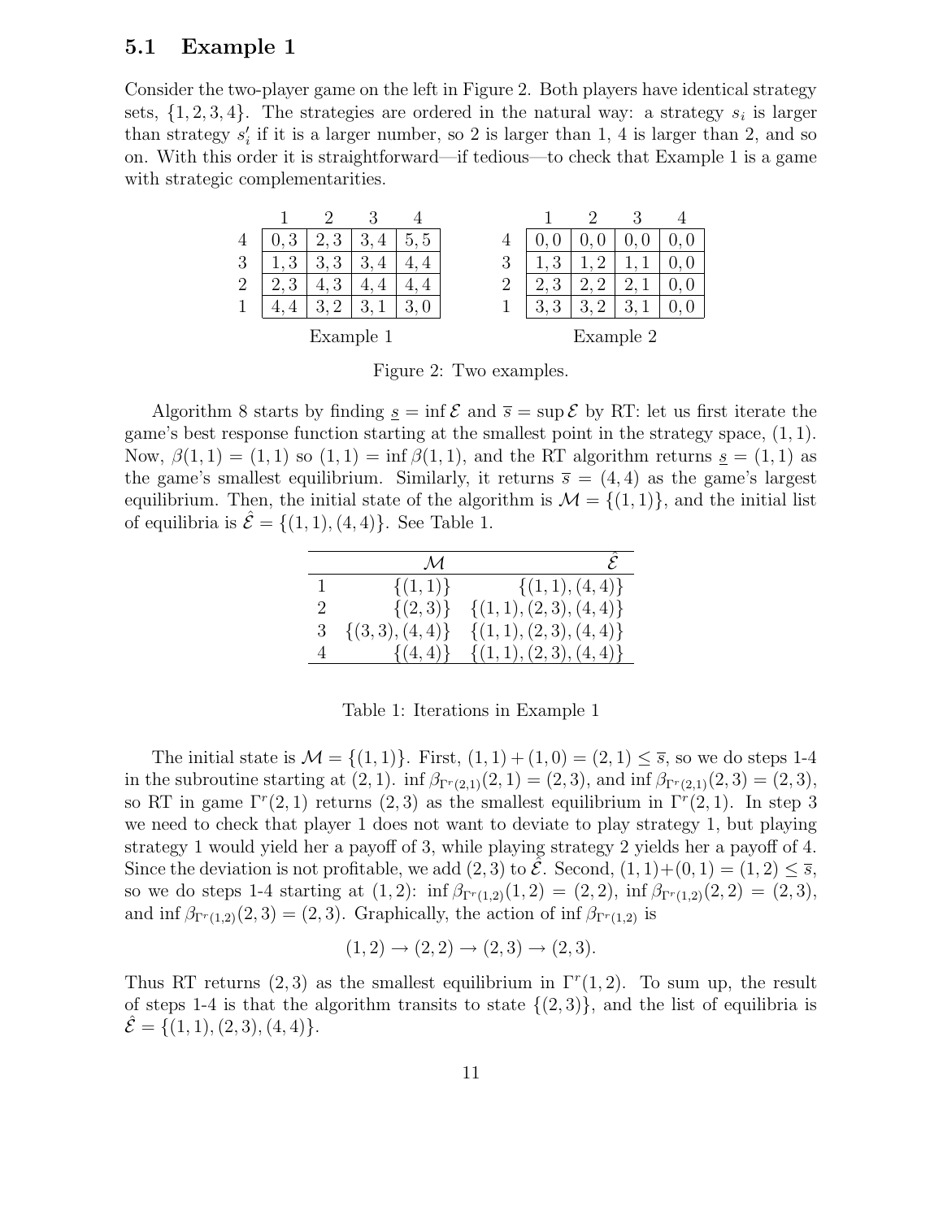### 5.1 Example 1

Consider the two-player game on the left in Figure 2. Both players have identical strategy sets, $\{1, 2, 3, 4\}$. The strategies are ordered in the natural way: a strategy $s_i$ is larger than strategy $s_i'$ if it is a larger number, so 2 is larger than 1, 4 is larger than 2, and so on. With this order it is straightforward—if tedious—to check that Example 1 is a game with strategic complementarities.

**Example 1**

| | 1 | 2 | 3 | 4 |
|---|---|---|---|---|
| 4 | 0, 3 | 2, 3 | 3, 4 | 5, 5 |
| 3 | 1, 3 | 3, 3 | 3, 4 | 4, 4 |
| 2 | 2, 3 | 4, 3 | 4, 4 | 4, 4 |
| 1 | 4, 4 | 3, 2 | 3, 1 | 3, 0 |

**Example 2**

| | 1 | 2 | 3 | 4 |
|---|---|---|---|---|
| 4 | 0, 0 | 0, 0 | 0, 0 | 0, 0 |
| 3 | 1, 3 | 1, 2 | 1, 1 | 0, 0 |
| 2 | 2, 3 | 2, 2 | 2, 1 | 0, 0 |
| 1 | 3, 3 | 3, 2 | 3, 1 | 0, 0 |

Figure 2: Two examples.

Algorithm 8 starts by finding $\underline{s} = \inf \mathcal{E}$ and $\overline{s} = \sup \mathcal{E}$ by RT: let us first iterate the game's best response function starting at the smallest point in the strategy space, $(1, 1)$. Now, $\beta(1, 1) = (1, 1)$ so $(1, 1) = \inf \beta(1, 1)$, and the RT algorithm returns $\underline{s} = (1, 1)$ as the game's smallest equilibrium. Similarly, it returns $\overline{s} = (4, 4)$ as the game's largest equilibrium. Then, the initial state of the algorithm is $\mathcal{M} = \{(1, 1)\}$, and the initial list of equilibria is $\hat{\mathcal{E}} = \{(1, 1), (4, 4)\}$. See Table 1.

| | $\mathcal{M}$ | $\hat{\mathcal{E}}$ |
|---|---|---|
| 1 | $\{(1, 1)\}$ | $\{(1, 1), (4, 4)\}$ |
| 2 | $\{(2, 3)\}$ | $\{(1, 1), (2, 3), (4, 4)\}$ |
| 3 | $\{(3, 3), (4, 4)\}$ | $\{(1, 1), (2, 3), (4, 4)\}$ |
| 4 | $\{(4, 4)\}$ | $\{(1, 1), (2, 3), (4, 4)\}$ |

Table 1: Iterations in Example 1

The initial state is $\mathcal{M} = \{(1, 1)\}$. First, $(1, 1) + (1, 0) = (2, 1) \leq \overline{s}$, so we do steps 1-4 in the subroutine starting at $(2, 1)$. $\inf \beta_{\Gamma^r(2,1)}(2, 1) = (2, 3)$, and $\inf \beta_{\Gamma^r(2,1)}(2, 3) = (2, 3)$, so RT in game $\Gamma^r(2, 1)$ returns $(2, 3)$ as the smallest equilibrium in $\Gamma^r(2, 1)$. In step 3 we need to check that player 1 does not want to deviate to play strategy 1, but playing strategy 1 would yield her a payoff of 3, while playing strategy 2 yields her a payoff of 4. Since the deviation is not profitable, we add $(2, 3)$ to $\hat{\mathcal{E}}$. Second, $(1, 1) + (0, 1) = (1, 2) \leq \overline{s}$, so we do steps 1-4 starting at $(1, 2)$: $\inf \beta_{\Gamma^r(1,2)}(1, 2) = (2, 2)$, $\inf \beta_{\Gamma^r(1,2)}(2, 2) = (2, 3)$, and $\inf \beta_{\Gamma^r(1,2)}(2, 3) = (2, 3)$. Graphically, the action of $\inf \beta_{\Gamma^r(1,2)}$ is

$$(1, 2) \rightarrow (2, 2) \rightarrow (2, 3) \rightarrow (2, 3).$$

Thus RT returns $(2, 3)$ as the smallest equilibrium in $\Gamma^r(1, 2)$. To sum up, the result of steps 1-4 is that the algorithm transits to state $\{(2, 3)\}$, and the list of equilibria is $\hat{\mathcal{E}} = \{(1, 1), (2, 3), (4, 4)\}$.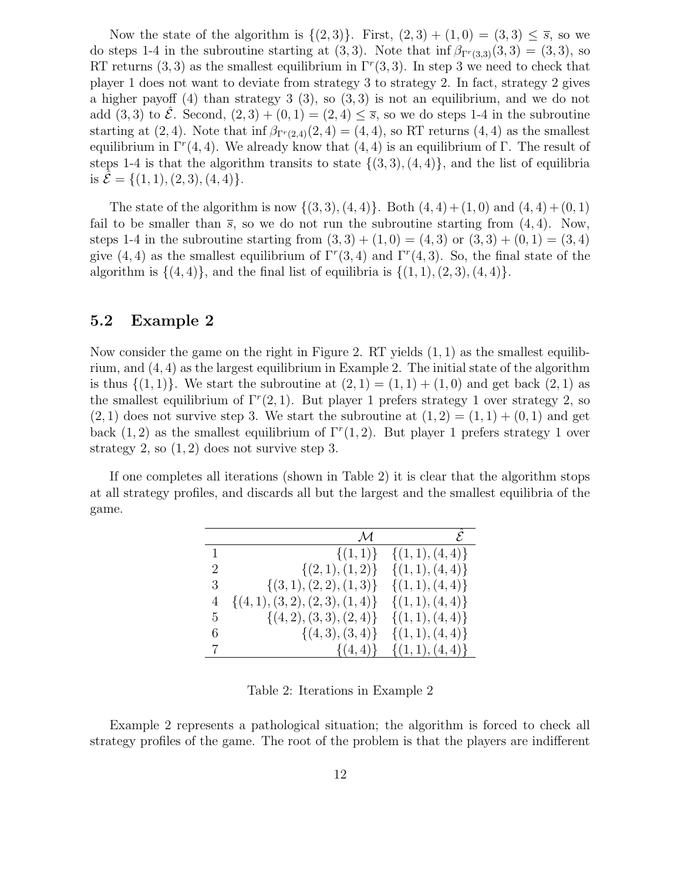Now the state of the algorithm is $\{(2,3)\}$. First, $(2,3)+(1,0)=(3,3)\leq \overline{s}$, so we do steps 1-4 in the subroutine starting at $(3,3)$. Note that $\inf \beta_{\Gamma^r(3,3)}(3,3)=(3,3)$, so RT returns $(3,3)$ as the smallest equilibrium in $\Gamma^r(3,3)$. In step 3 we need to check that player 1 does not want to deviate from strategy 3 to strategy 2. In fact, strategy 2 gives a higher payoff (4) than strategy 3 (3), so $(3,3)$ is not an equilibrium, and we do not add $(3,3)$ to $\hat{\mathcal{E}}$. Second, $(2,3)+(0,1)=(2,4)\leq \overline{s}$, so we do steps 1-4 in the subroutine starting at $(2,4)$. Note that $\inf \beta_{\Gamma^r(2,4)}(2,4)=(4,4)$, so RT returns $(4,4)$ as the smallest equilibrium in $\Gamma^r(4,4)$. We already know that $(4,4)$ is an equilibrium of $\Gamma$. The result of steps 1-4 is that the algorithm transits to state $\{(3,3),(4,4)\}$, and the list of equilibria is $\hat{\mathcal{E}}=\{(1,1),(2,3),(4,4)\}$.

The state of the algorithm is now $\{(3,3),(4,4)\}$. Both $(4,4)+(1,0)$ and $(4,4)+(0,1)$ fail to be smaller than $\overline{s}$, so we do not run the subroutine starting from $(4,4)$. Now, steps 1-4 in the subroutine starting from $(3,3)+(1,0)=(4,3)$ or $(3,3)+(0,1)=(3,4)$ give $(4,4)$ as the smallest equilibrium of $\Gamma^r(3,4)$ and $\Gamma^r(4,3)$. So, the final state of the algorithm is $\{(4,4)\}$, and the final list of equilibria is $\{(1,1),(2,3),(4,4)\}$.

## 5.2 Example 2

Now consider the game on the right in Figure 2. RT yields $(1,1)$ as the smallest equilibrium, and $(4,4)$ as the largest equilibrium in Example 2. The initial state of the algorithm is thus $\{(1,1)\}$. We start the subroutine at $(2,1)=(1,1)+(1,0)$ and get back $(2,1)$ as the smallest equilibrium of $\Gamma^r(2,1)$. But player 1 prefers strategy 1 over strategy 2, so $(2,1)$ does not survive step 3. We start the subroutine at $(1,2)=(1,1)+(0,1)$ and get back $(1,2)$ as the smallest equilibrium of $\Gamma^r(1,2)$. But player 1 prefers strategy 1 over strategy 2, so $(1,2)$ does not survive step 3.

If one completes all iterations (shown in Table 2) it is clear that the algorithm stops at all strategy profiles, and discards all but the largest and the smallest equilibria of the game.

| | $\mathcal{M}$ | $\hat{\mathcal{E}}$ |
|---|---|---|
| 1 | $\{(1,1)\}$ | $\{(1,1),(4,4)\}$ |
| 2 | $\{(2,1),(1,2)\}$ | $\{(1,1),(4,4)\}$ |
| 3 | $\{(3,1),(2,2),(1,3)\}$ | $\{(1,1),(4,4)\}$ |
| 4 | $\{(4,1),(3,2),(2,3),(1,4)\}$ | $\{(1,1),(4,4)\}$ |
| 5 | $\{(4,2),(3,3),(2,4)\}$ | $\{(1,1),(4,4)\}$ |
| 6 | $\{(4,3),(3,4)\}$ | $\{(1,1),(4,4)\}$ |
| 7 | $\{(4,4)\}$ | $\{(1,1),(4,4)\}$ |

Table 2: Iterations in Example 2

Example 2 represents a pathological situation; the algorithm is forced to check all strategy profiles of the game. The root of the problem is that the players are indifferent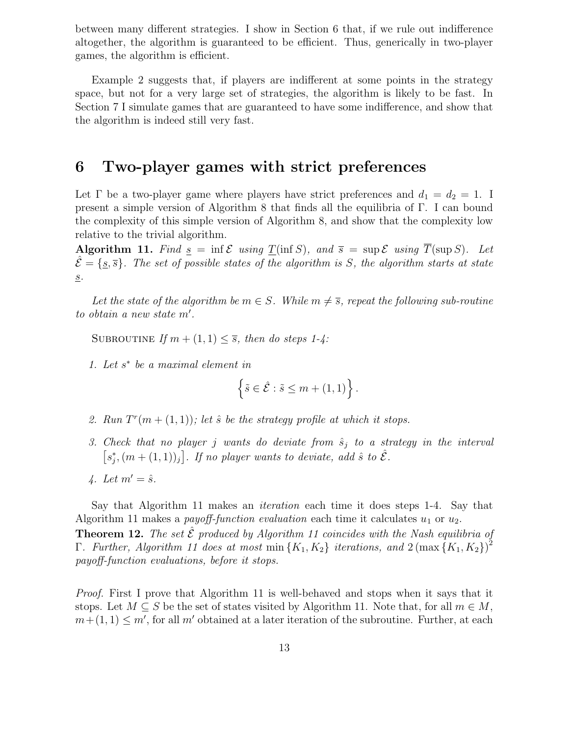between many different strategies. I show in Section 6 that, if we rule out indifference altogether, the algorithm is guaranteed to be efficient. Thus, generically in two-player games, the algorithm is efficient.

Example 2 suggests that, if players are indifferent at some points in the strategy space, but not for a very large set of strategies, the algorithm is likely to be fast. In Section 7 I simulate games that are guaranteed to have some indifference, and show that the algorithm is indeed still very fast.

# 6 Two-player games with strict preferences

Let $\Gamma$ be a two-player game where players have strict preferences and $d_1 = d_2 = 1$. I present a simple version of Algorithm 8 that finds all the equilibria of $\Gamma$. I can bound the complexity of this simple version of Algorithm 8, and show that the complexity low relative to the trivial algorithm.

**Algorithm 11.** *Find $\underline{s} = \inf \mathcal{E}$ using $\underline{T}(\inf S)$, and $\overline{s} = \sup \mathcal{E}$ using $\overline{T}(\sup S)$. Let $\hat{\mathcal{E}} = \{\underline{s}, \overline{s}\}$. The set of possible states of the algorithm is $S$, the algorithm starts at state $\underline{s}$.*

*Let the state of the algorithm be $m \in S$. While $m \neq \overline{s}$, repeat the following sub-routine to obtain a new state $m'$.*

Subroutine *If $m + (1,1) \leq \overline{s}$, then do steps 1-4:*

1. *Let $s^*$ be a maximal element in*

$$\left\{ \tilde{s} \in \hat{\mathcal{E}} : \tilde{s} \leq m + (1,1) \right\}.$$

2. *Run $T^r(m + (1,1))$; let $\hat{s}$ be the strategy profile at which it stops.*

3. *Check that no player $j$ wants do deviate from $\hat{s}_j$ to a strategy in the interval $\left[s^*_j, (m + (1,1))_j\right]$. If no player wants to deviate, add $\hat{s}$ to $\hat{\mathcal{E}}$.*

4. *Let $m' = \hat{s}$.*

Say that Algorithm 11 makes an *iteration* each time it does steps 1-4. Say that Algorithm 11 makes a *payoff-function evaluation* each time it calculates $u_1$ or $u_2$.

**Theorem 12.** *The set $\hat{\mathcal{E}}$ produced by Algorithm 11 coincides with the Nash equilibria of $\Gamma$. Further, Algorithm 11 does at most $\min\{K_1, K_2\}$ iterations, and $2\left(\max\{K_1, K_2\}\right)^2$ payoff-function evaluations, before it stops.*

*Proof.* First I prove that Algorithm 11 is well-behaved and stops when it says that it stops. Let $M \subseteq S$ be the set of states visited by Algorithm 11. Note that, for all $m \in M$, $m + (1,1) \leq m'$, for all $m'$ obtained at a later iteration of the subroutine. Further, at each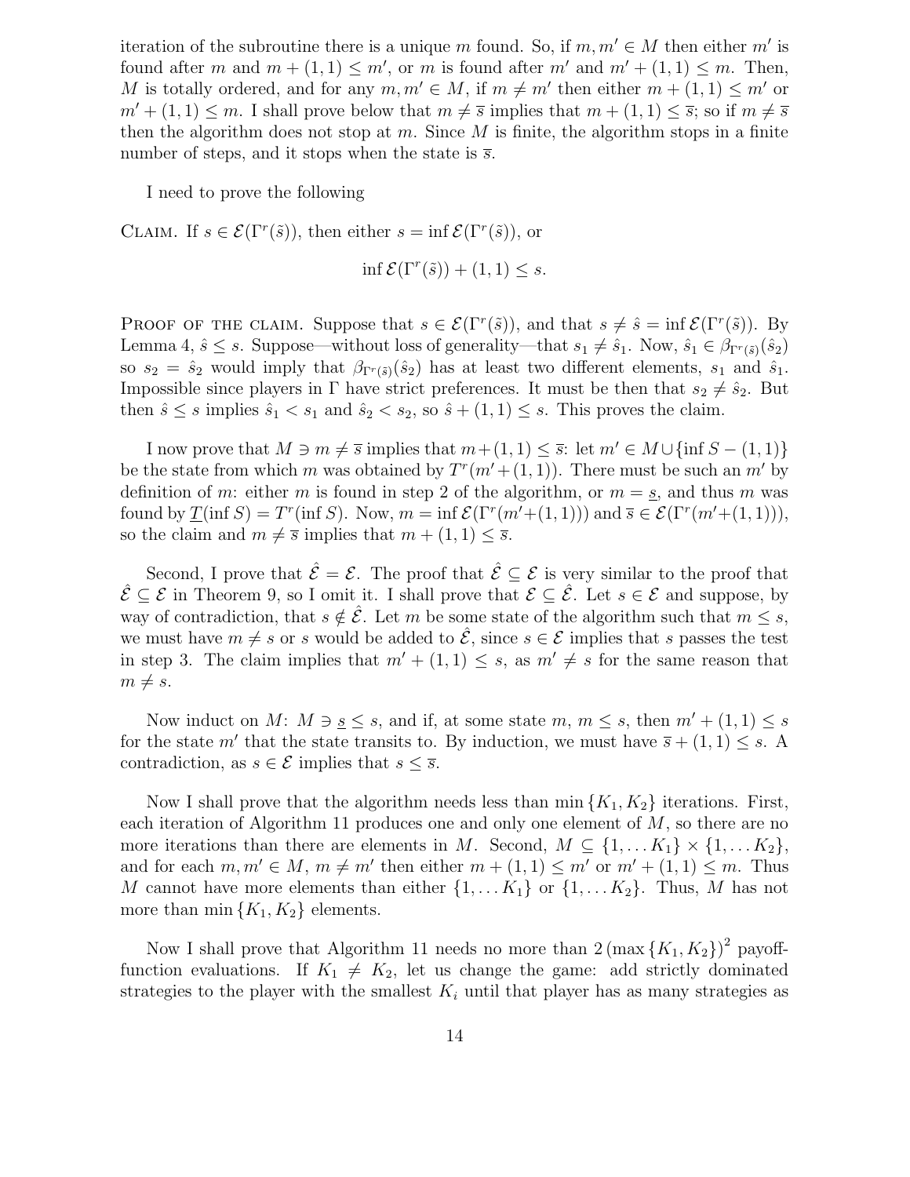iteration of the subroutine there is a unique $m$ found. So, if $m, m' \in M$ then either $m'$ is found after $m$ and $m + (1,1) \leq m'$, or $m$ is found after $m'$ and $m' + (1,1) \leq m$. Then, $M$ is totally ordered, and for any $m, m' \in M$, if $m \neq m'$ then either $m + (1,1) \leq m'$ or $m' + (1,1) \leq m$. I shall prove below that $m \neq \overline{s}$ implies that $m + (1,1) \leq \overline{s}$; so if $m \neq \overline{s}$ then the algorithm does not stop at $m$. Since $M$ is finite, the algorithm stops in a finite number of steps, and it stops when the state is $\overline{s}$.

I need to prove the following

Claim. If $s \in \mathcal{E}(\Gamma^r(\tilde{s}))$, then either $s = \inf \mathcal{E}(\Gamma^r(\tilde{s}))$, or

$$\inf \mathcal{E}(\Gamma^r(\tilde{s})) + (1,1) \leq s.$$

Proof of the claim. Suppose that $s \in \mathcal{E}(\Gamma^r(\tilde{s}))$, and that $s \neq \hat{s} = \inf \mathcal{E}(\Gamma^r(\tilde{s}))$. By Lemma 4, $\hat{s} \leq s$. Suppose—without loss of generality—that $s_1 \neq \hat{s}_1$. Now, $\hat{s}_1 \in \beta_{\Gamma^r(\tilde{s})}(\hat{s}_2)$ so $s_2 = \hat{s}_2$ would imply that $\beta_{\Gamma^r(\tilde{s})}(\hat{s}_2)$ has at least two different elements, $s_1$ and $\hat{s}_1$. Impossible since players in $\Gamma$ have strict preferences. It must be then that $s_2 \neq \hat{s}_2$. But then $\hat{s} \leq s$ implies $\hat{s}_1 < s_1$ and $\hat{s}_2 < s_2$, so $\hat{s} + (1,1) \leq s$. This proves the claim.

I now prove that $M \ni m \neq \overline{s}$ implies that $m + (1,1) \leq \overline{s}$: let $m' \in M \cup \{\inf S - (1,1)\}$ be the state from which $m$ was obtained by $T^r(m' + (1,1))$. There must be such an $m'$ by definition of $m$: either $m$ is found in step 2 of the algorithm, or $m = \underline{s}$, and thus $m$ was found by $\underline{T}(\inf S) = T^r(\inf S)$. Now, $m = \inf \mathcal{E}(\Gamma^r(m' + (1,1)))$ and $\overline{s} \in \mathcal{E}(\Gamma^r(m' + (1,1)))$, so the claim and $m \neq \overline{s}$ implies that $m + (1,1) \leq \overline{s}$.

Second, I prove that $\hat{\mathcal{E}} = \mathcal{E}$. The proof that $\hat{\mathcal{E}} \subseteq \mathcal{E}$ is very similar to the proof that $\hat{\mathcal{E}} \subseteq \mathcal{E}$ in Theorem 9, so I omit it. I shall prove that $\mathcal{E} \subseteq \hat{\mathcal{E}}$. Let $s \in \mathcal{E}$ and suppose, by way of contradiction, that $s \notin \hat{\mathcal{E}}$. Let $m$ be some state of the algorithm such that $m \leq s$, we must have $m \neq s$ or $s$ would be added to $\hat{\mathcal{E}}$, since $s \in \mathcal{E}$ implies that $s$ passes the test in step 3. The claim implies that $m' + (1,1) \leq s$, as $m' \neq s$ for the same reason that $m \neq s$.

Now induct on $M$: $M \ni \underline{s} \leq s$, and if, at some state $m$, $m \leq s$, then $m' + (1,1) \leq s$ for the state $m'$ that the state transits to. By induction, we must have $\overline{s} + (1,1) \leq s$. A contradiction, as $s \in \mathcal{E}$ implies that $s \leq \overline{s}$.

Now I shall prove that the algorithm needs less than $\min\{K_1, K_2\}$ iterations. First, each iteration of Algorithm 11 produces one and only one element of $M$, so there are no more iterations than there are elements in $M$. Second, $M \subseteq \{1, \ldots K_1\} \times \{1, \ldots K_2\}$, and for each $m, m' \in M$, $m \neq m'$ then either $m + (1,1) \leq m'$ or $m' + (1,1) \leq m$. Thus $M$ cannot have more elements than either $\{1, \ldots K_1\}$ or $\{1, \ldots K_2\}$. Thus, $M$ has not more than $\min\{K_1, K_2\}$ elements.

Now I shall prove that Algorithm 11 needs no more than $2(\max\{K_1, K_2\})^2$ payoff-function evaluations. If $K_1 \neq K_2$, let us change the game: add strictly dominated strategies to the player with the smallest $K_i$ until that player has as many strategies as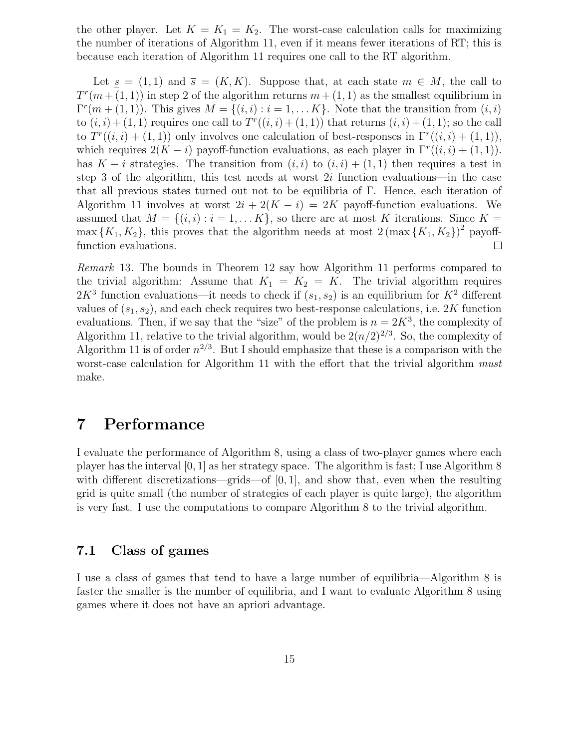the other player. Let $K = K_1 = K_2$. The worst-case calculation calls for maximizing the number of iterations of Algorithm 11, even if it means fewer iterations of RT; this is because each iteration of Algorithm 11 requires one call to the RT algorithm.

Let $\underline{s} = (1,1)$ and $\overline{s} = (K,K)$. Suppose that, at each state $m \in M$, the call to $T^r(m + (1,1))$ in step 2 of the algorithm returns $m + (1,1)$ as the smallest equilibrium in $\Gamma^r(m + (1,1))$. This gives $M = \{(i,i) : i = 1, \ldots K\}$. Note that the transition from $(i,i)$ to $(i,i) + (1,1)$ requires one call to $T^r((i,i) + (1,1))$ that returns $(i,i) + (1,1)$; so the call to $T^r((i,i) + (1,1))$ only involves one calculation of best-responses in $\Gamma^r((i,i) + (1,1))$, which requires $2(K - i)$ payoff-function evaluations, as each player in $\Gamma^r((i,i) + (1,1))$. has $K - i$ strategies. The transition from $(i,i)$ to $(i,i) + (1,1)$ then requires a test in step 3 of the algorithm, this test needs at worst $2i$ function evaluations—in the case that all previous states turned out not to be equilibria of $\Gamma$. Hence, each iteration of Algorithm 11 involves at worst $2i + 2(K - i) = 2K$ payoff-function evaluations. We assumed that $M = \{(i,i) : i = 1, \ldots K\}$, so there are at most $K$ iterations. Since $K = \max\{K_1, K_2\}$, this proves that the algorithm needs at most $2(\max\{K_1, K_2\})^2$ payoff-function evaluations. □

*Remark* 13. The bounds in Theorem 12 say how Algorithm 11 performs compared to the trivial algorithm: Assume that $K_1 = K_2 = K$. The trivial algorithm requires $2K^3$ function evaluations—it needs to check if $(s_1, s_2)$ is an equilibrium for $K^2$ different values of $(s_1, s_2)$, and each check requires two best-response calculations, i.e. $2K$ function evaluations. Then, if we say that the "size" of the problem is $n = 2K^3$, the complexity of Algorithm 11, relative to the trivial algorithm, would be $2(n/2)^{2/3}$. So, the complexity of Algorithm 11 is of order $n^{2/3}$. But I should emphasize that these is a comparison with the worst-case calculation for Algorithm 11 with the effort that the trivial algorithm *must* make.

# 7 Performance

I evaluate the performance of Algorithm 8, using a class of two-player games where each player has the interval $[0, 1]$ as her strategy space. The algorithm is fast; I use Algorithm 8 with different discretizations—grids—of $[0, 1]$, and show that, even when the resulting grid is quite small (the number of strategies of each player is quite large), the algorithm is very fast. I use the computations to compare Algorithm 8 to the trivial algorithm.

## 7.1 Class of games

I use a class of games that tend to have a large number of equilibria—Algorithm 8 is faster the smaller is the number of equilibria, and I want to evaluate Algorithm 8 using games where it does not have an apriori advantage.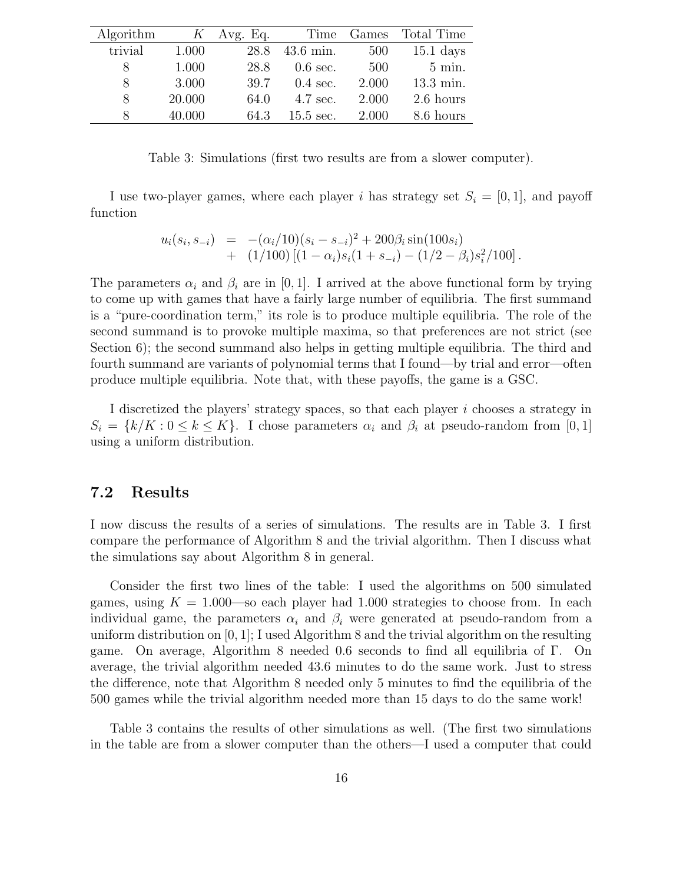| Algorithm | $K$ | Avg. Eq. | Time | Games | Total Time |
|---|---|---|---|---|---|
| trivial | 1.000 | 28.8 | 43.6 min. | 500 | 15.1 days |
| 8 | 1.000 | 28.8 | 0.6 sec. | 500 | 5 min. |
| 8 | 3.000 | 39.7 | 0.4 sec. | 2.000 | 13.3 min. |
| 8 | 20.000 | 64.0 | 4.7 sec. | 2.000 | 2.6 hours |
| 8 | 40.000 | 64.3 | 15.5 sec. | 2.000 | 8.6 hours |

Table 3: Simulations (first two results are from a slower computer).

I use two-player games, where each player $i$ has strategy set $S_i = [0, 1]$, and payoff function

$$
\begin{aligned}
u_i(s_i, s_{-i}) \;&=\; -(\alpha_i/10)(s_i - s_{-i})^2 + 200\beta_i \sin(100 s_i) \\
&+\; (1/100)\left[(1 - \alpha_i)s_i(1 + s_{-i}) - (1/2 - \beta_i)s_i^2/100\right].
\end{aligned}
$$

The parameters $\alpha_i$ and $\beta_i$ are in $[0, 1]$. I arrived at the above functional form by trying to come up with games that have a fairly large number of equilibria. The first summand is a "pure-coordination term," its role is to produce multiple equilibria. The role of the second summand is to provoke multiple maxima, so that preferences are not strict (see Section 6); the second summand also helps in getting multiple equilibria. The third and fourth summand are variants of polynomial terms that I found—by trial and error—often produce multiple equilibria. Note that, with these payoffs, the game is a GSC.

I discretized the players' strategy spaces, so that each player $i$ chooses a strategy in $S_i = \{k/K : 0 \leq k \leq K\}$. I chose parameters $\alpha_i$ and $\beta_i$ at pseudo-random from $[0, 1]$ using a uniform distribution.

## 7.2 Results

I now discuss the results of a series of simulations. The results are in Table 3. I first compare the performance of Algorithm 8 and the trivial algorithm. Then I discuss what the simulations say about Algorithm 8 in general.

Consider the first two lines of the table: I used the algorithms on 500 simulated games, using $K = 1.000$—so each player had 1.000 strategies to choose from. In each individual game, the parameters $\alpha_i$ and $\beta_i$ were generated at pseudo-random from a uniform distribution on $[0, 1]$; I used Algorithm 8 and the trivial algorithm on the resulting game. On average, Algorithm 8 needed 0.6 seconds to find all equilibria of $\Gamma$. On average, the trivial algorithm needed 43.6 minutes to do the same work. Just to stress the difference, note that Algorithm 8 needed only 5 minutes to find the equilibria of the 500 games while the trivial algorithm needed more than 15 days to do the same work!

Table 3 contains the results of other simulations as well. (The first two simulations in the table are from a slower computer than the others—I used a computer that could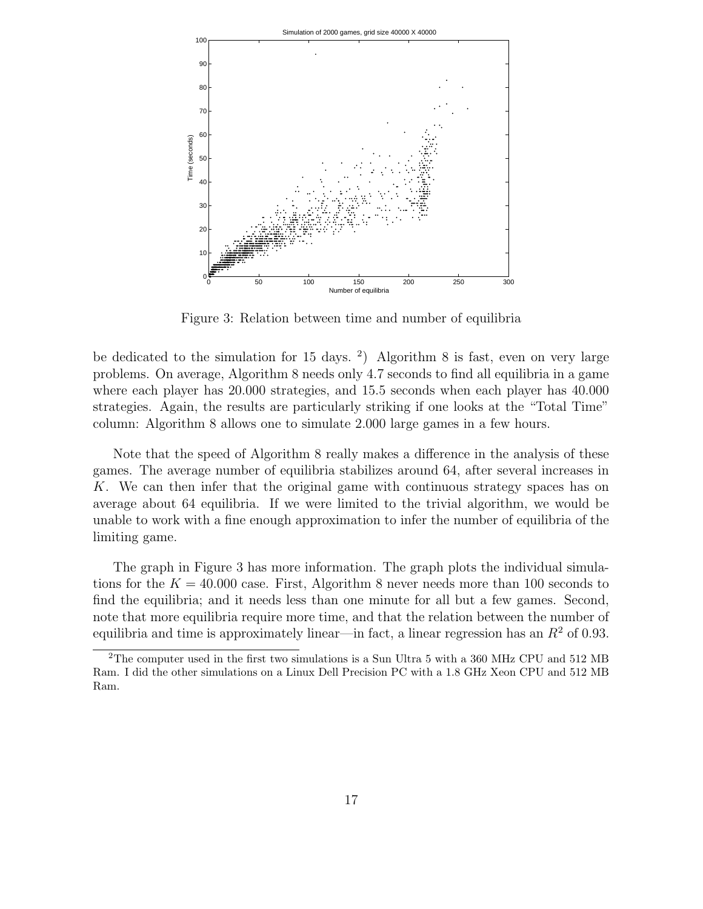Figure 3: Relation between time and number of equilibria

be dedicated to the simulation for 15 days. [2]) Algorithm 8 is fast, even on very large problems. On average, Algorithm 8 needs only 4.7 seconds to find all equilibria in a game where each player has 20.000 strategies, and 15.5 seconds when each player has 40.000 strategies. Again, the results are particularly striking if one looks at the "Total Time" column: Algorithm 8 allows one to simulate 2.000 large games in a few hours.

Note that the speed of Algorithm 8 really makes a difference in the analysis of these games. The average number of equilibria stabilizes around 64, after several increases in $K$. We can then infer that the original game with continuous strategy spaces has on average about 64 equilibria. If we were limited to the trivial algorithm, we would be unable to work with a fine enough approximation to infer the number of equilibria of the limiting game.

The graph in Figure 3 has more information. The graph plots the individual simulations for the $K = 40.000$ case. First, Algorithm 8 never needs more than 100 seconds to find the equilibria; and it needs less than one minute for all but a few games. Second, note that more equilibria require more time, and that the relation between the number of equilibria and time is approximately linear—in fact, a linear regression has an $R^2$ of 0.93.

[2] The computer used in the first two simulations is a Sun Ultra 5 with a 360 MHz CPU and 512 MB Ram. I did the other simulations on a Linux Dell Precision PC with a 1.8 GHz Xeon CPU and 512 MB Ram.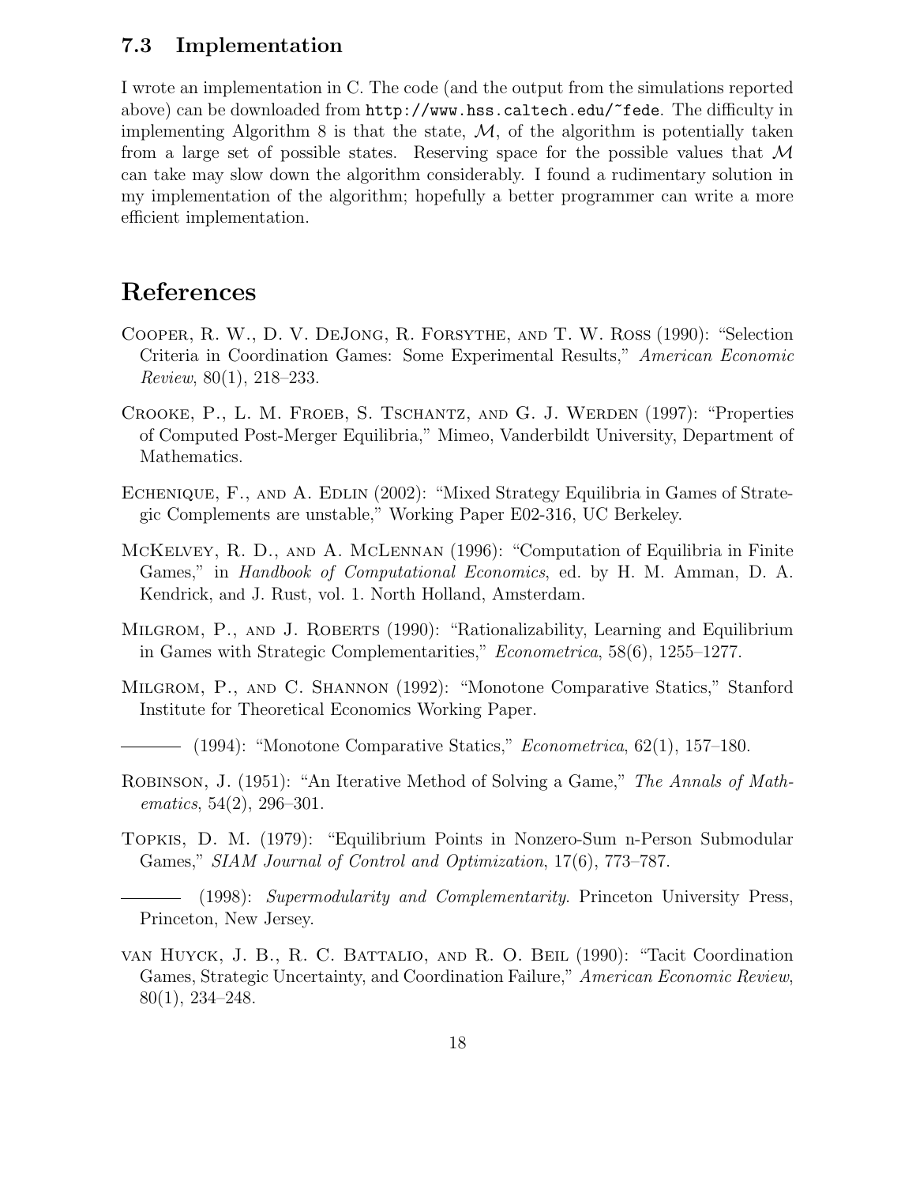### 7.3 Implementation

I wrote an implementation in C. The code (and the output from the simulations reported above) can be downloaded from `http://www.hss.caltech.edu/~fede`. The difficulty in implementing Algorithm 8 is that the state, $\mathcal{M}$, of the algorithm is potentially taken from a large set of possible states. Reserving space for the possible values that $\mathcal{M}$ can take may slow down the algorithm considerably. I found a rudimentary solution in my implementation of the algorithm; hopefully a better programmer can write a more efficient implementation.

## References

Cooper, R. W., D. V. DeJong, R. Forsythe, and T. W. Ross (1990): "Selection Criteria in Coordination Games: Some Experimental Results," *American Economic Review*, 80(1), 218–233.

Crooke, P., L. M. Froeb, S. Tschantz, and G. J. Werden (1997): "Properties of Computed Post-Merger Equilibria," Mimeo, Vanderbildt University, Department of Mathematics.

Echenique, F., and A. Edlin (2002): "Mixed Strategy Equilibria in Games of Strategic Complements are unstable," Working Paper E02-316, UC Berkeley.

McKelvey, R. D., and A. McLennan (1996): "Computation of Equilibria in Finite Games," in *Handbook of Computational Economics*, ed. by H. M. Amman, D. A. Kendrick, and J. Rust, vol. 1. North Holland, Amsterdam.

Milgrom, P., and J. Roberts (1990): "Rationalizability, Learning and Equilibrium in Games with Strategic Complementarities," *Econometrica*, 58(6), 1255–1277.

Milgrom, P., and C. Shannon (1992): "Monotone Comparative Statics," Stanford Institute for Theoretical Economics Working Paper.

——— (1994): "Monotone Comparative Statics," *Econometrica*, 62(1), 157–180.

Robinson, J. (1951): "An Iterative Method of Solving a Game," *The Annals of Mathematics*, 54(2), 296–301.

Topkis, D. M. (1979): "Equilibrium Points in Nonzero-Sum n-Person Submodular Games," *SIAM Journal of Control and Optimization*, 17(6), 773–787.

——— (1998): *Supermodularity and Complementarity*. Princeton University Press, Princeton, New Jersey.

van Huyck, J. B., R. C. Battalio, and R. O. Beil (1990): "Tacit Coordination Games, Strategic Uncertainty, and Coordination Failure," *American Economic Review*, 80(1), 234–248.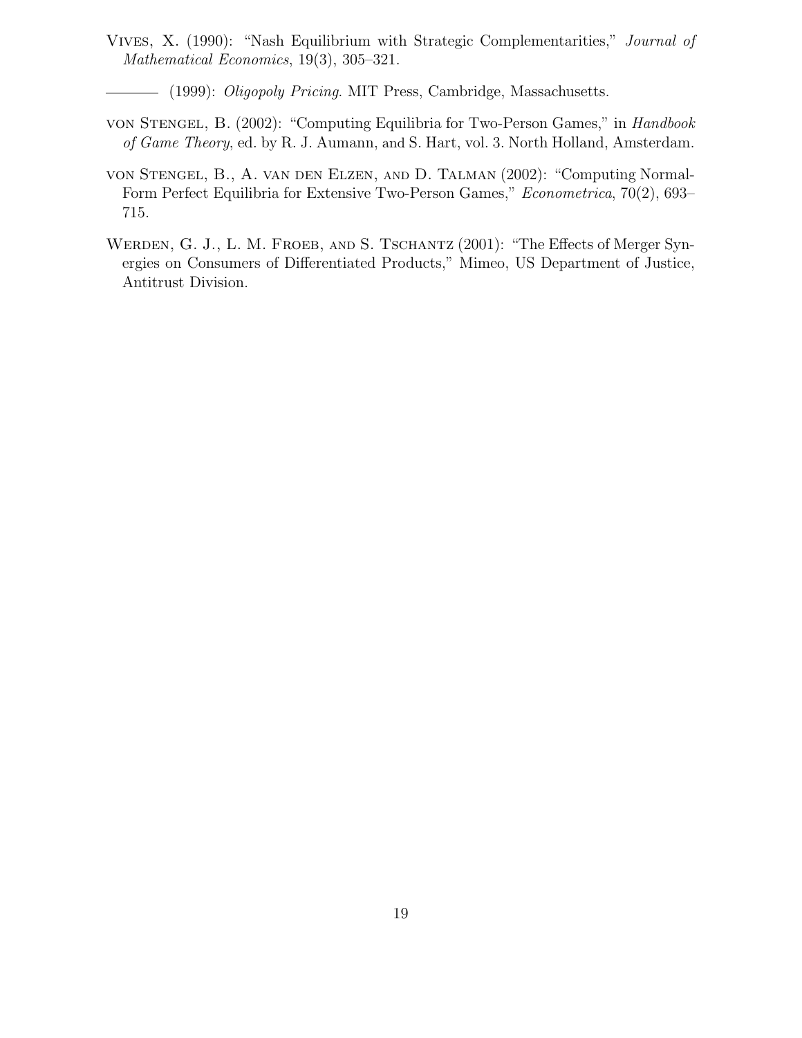Vives, X. (1990): "Nash Equilibrium with Strategic Complementarities," *Journal of Mathematical Economics*, 19(3), 305–321.

——— (1999): *Oligopoly Pricing*. MIT Press, Cambridge, Massachusetts.

von Stengel, B. (2002): "Computing Equilibria for Two-Person Games," in *Handbook of Game Theory*, ed. by R. J. Aumann, and S. Hart, vol. 3. North Holland, Amsterdam.

von Stengel, B., A. van den Elzen, and D. Talman (2002): "Computing Normal-Form Perfect Equilibria for Extensive Two-Person Games," *Econometrica*, 70(2), 693–715.

Werden, G. J., L. M. Froeb, and S. Tschantz (2001): "The Effects of Merger Synergies on Consumers of Differentiated Products," Mimeo, US Department of Justice, Antitrust Division.